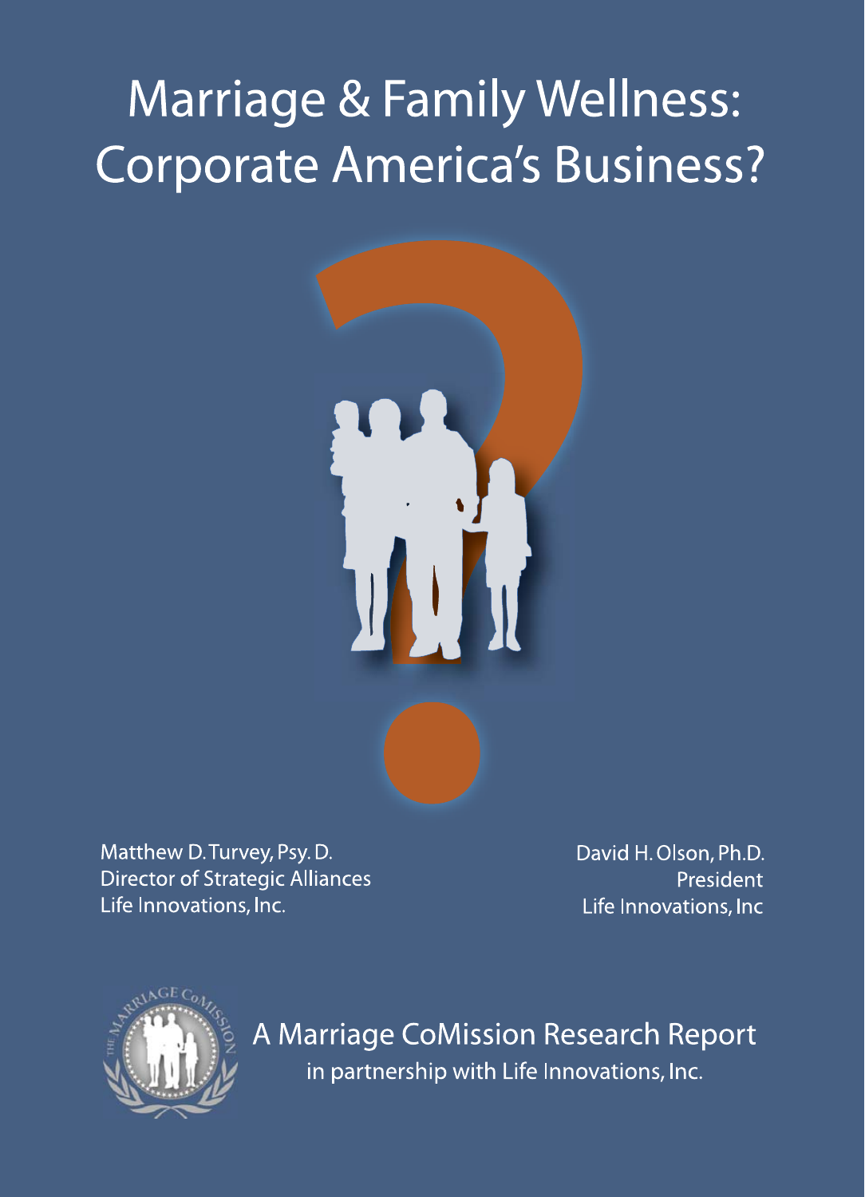# Marriage & Family Wellness: Corporate America's Business?

Matthew D. Turvey, Psy. D.
Director of Strategic Alliances
Life Innovations, Inc.

David H. Olson, Ph.D.
President
Life Innovations, Inc

A Marriage CoMission Research Report
in partnership with Life Innovations, Inc.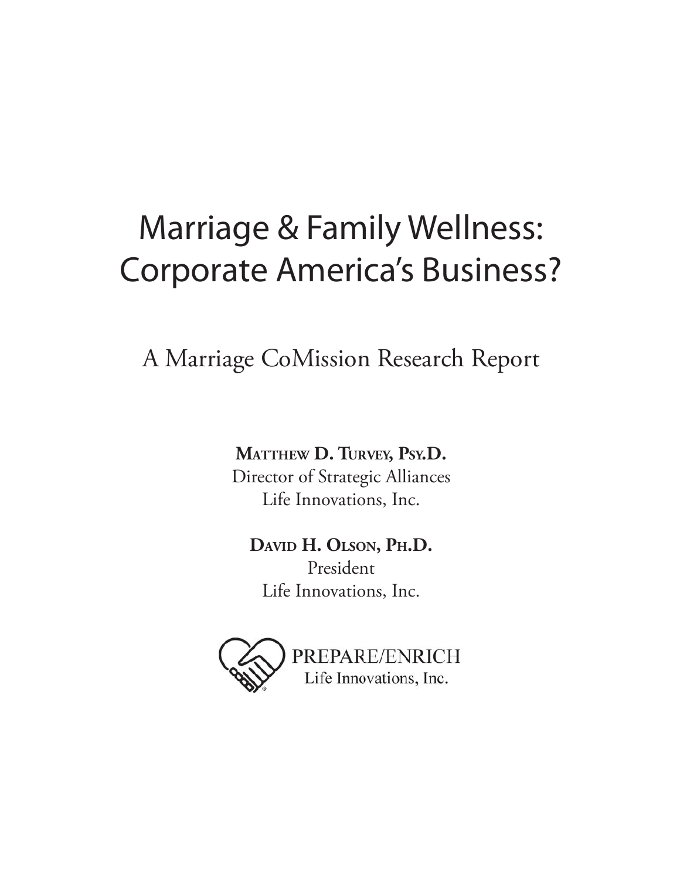# Marriage & Family Wellness: Corporate America's Business?

## A Marriage CoMission Research Report

**Matthew D. Turvey, Psy.D.**
Director of Strategic Alliances
Life Innovations, Inc.

**David H. Olson, Ph.D.**
President
Life Innovations, Inc.

PREPARE/ENRICH
Life Innovations, Inc.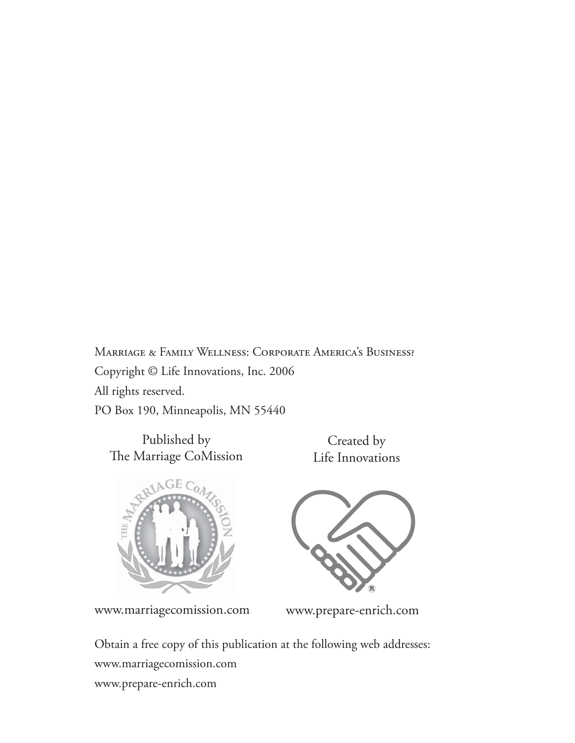Marriage & Family Wellness: Corporate America's Business?

Copyright © Life Innovations, Inc. 2006

All rights reserved.

PO Box 190, Minneapolis, MN 55440

Published by
The Marriage CoMission

Created by
Life Innovations

www.marriagecomission.com

www.prepare-enrich.com

Obtain a free copy of this publication at the following web addresses:

www.marriagecomission.com

www.prepare-enrich.com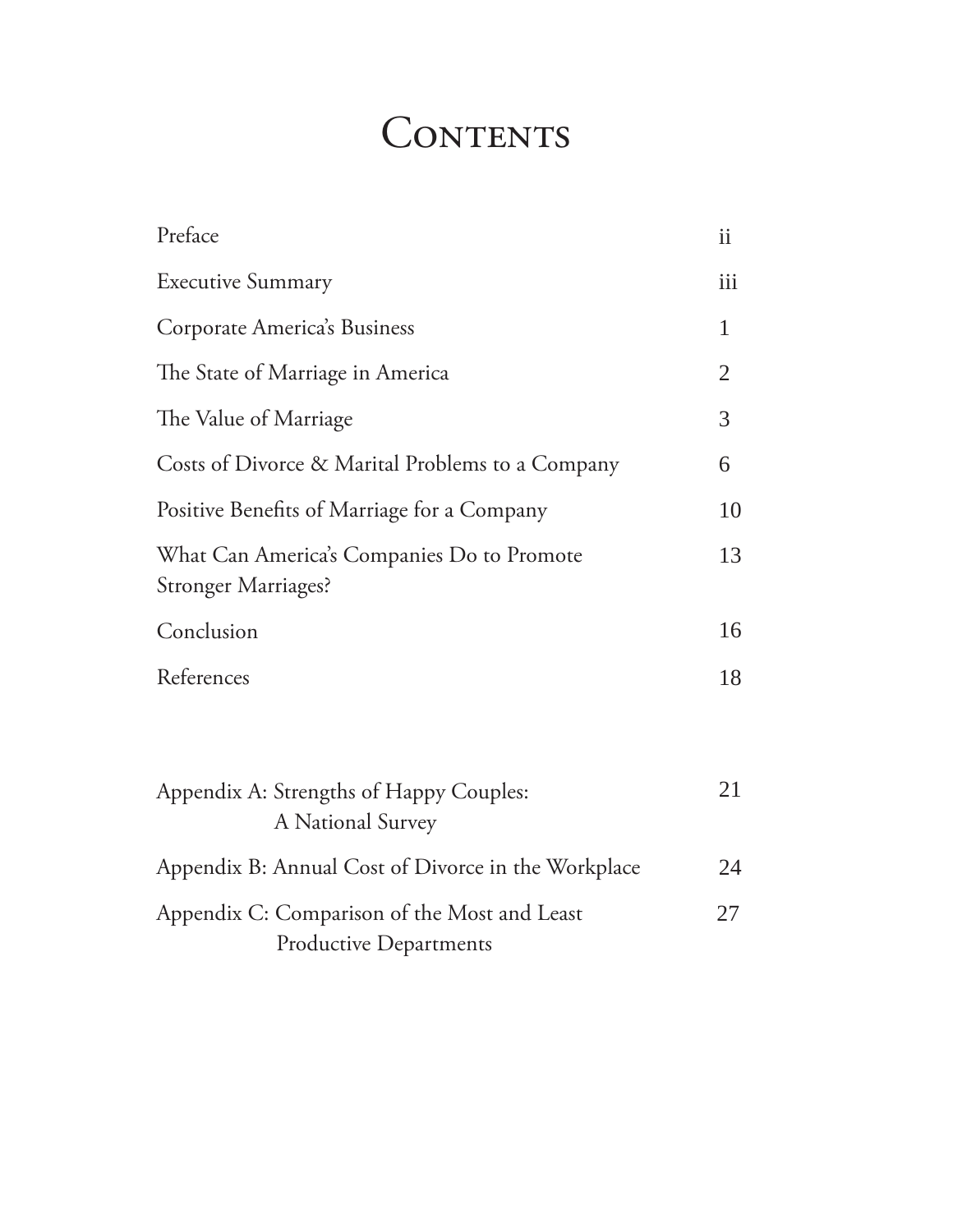# Contents

| | |
|---|---|
| Preface | ii |
| Executive Summary | iii |
| Corporate America's Business | 1 |
| The State of Marriage in America | 2 |
| The Value of Marriage | 3 |
| Costs of Divorce & Marital Problems to a Company | 6 |
| Positive Benefits of Marriage for a Company | 10 |
| What Can America's Companies Do to Promote Stronger Marriages? | 13 |
| Conclusion | 16 |
| References | 18 |
| Appendix A: Strengths of Happy Couples: A National Survey | 21 |
| Appendix B: Annual Cost of Divorce in the Workplace | 24 |
| Appendix C: Comparison of the Most and Least Productive Departments | 27 |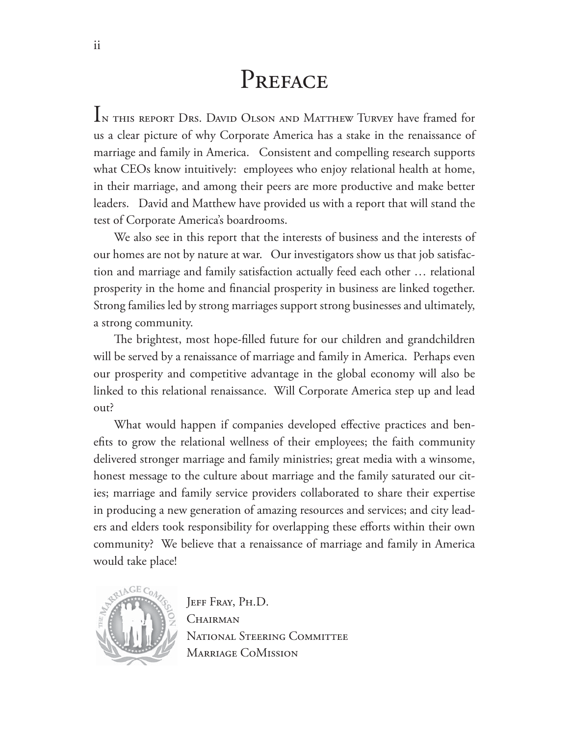# Preface

In this report Drs. David Olson and Matthew Turvey have framed for us a clear picture of why Corporate America has a stake in the renaissance of marriage and family in America. Consistent and compelling research supports what CEOs know intuitively: employees who enjoy relational health at home, in their marriage, and among their peers are more productive and make better leaders. David and Matthew have provided us with a report that will stand the test of Corporate America's boardrooms.

We also see in this report that the interests of business and the interests of our homes are not by nature at war. Our investigators show us that job satisfaction and marriage and family satisfaction actually feed each other … relational prosperity in the home and financial prosperity in business are linked together. Strong families led by strong marriages support strong businesses and ultimately, a strong community.

The brightest, most hope-filled future for our children and grandchildren will be served by a renaissance of marriage and family in America. Perhaps even our prosperity and competitive advantage in the global economy will also be linked to this relational renaissance. Will Corporate America step up and lead out?

What would happen if companies developed effective practices and benefits to grow the relational wellness of their employees; the faith community delivered stronger marriage and family ministries; great media with a winsome, honest message to the culture about marriage and the family saturated our cities; marriage and family service providers collaborated to share their expertise in producing a new generation of amazing resources and services; and city leaders and elders took responsibility for overlapping these efforts within their own community? We believe that a renaissance of marriage and family in America would take place!

Jeff Fray, Ph.D.
Chairman
National Steering Committee
Marriage CoMission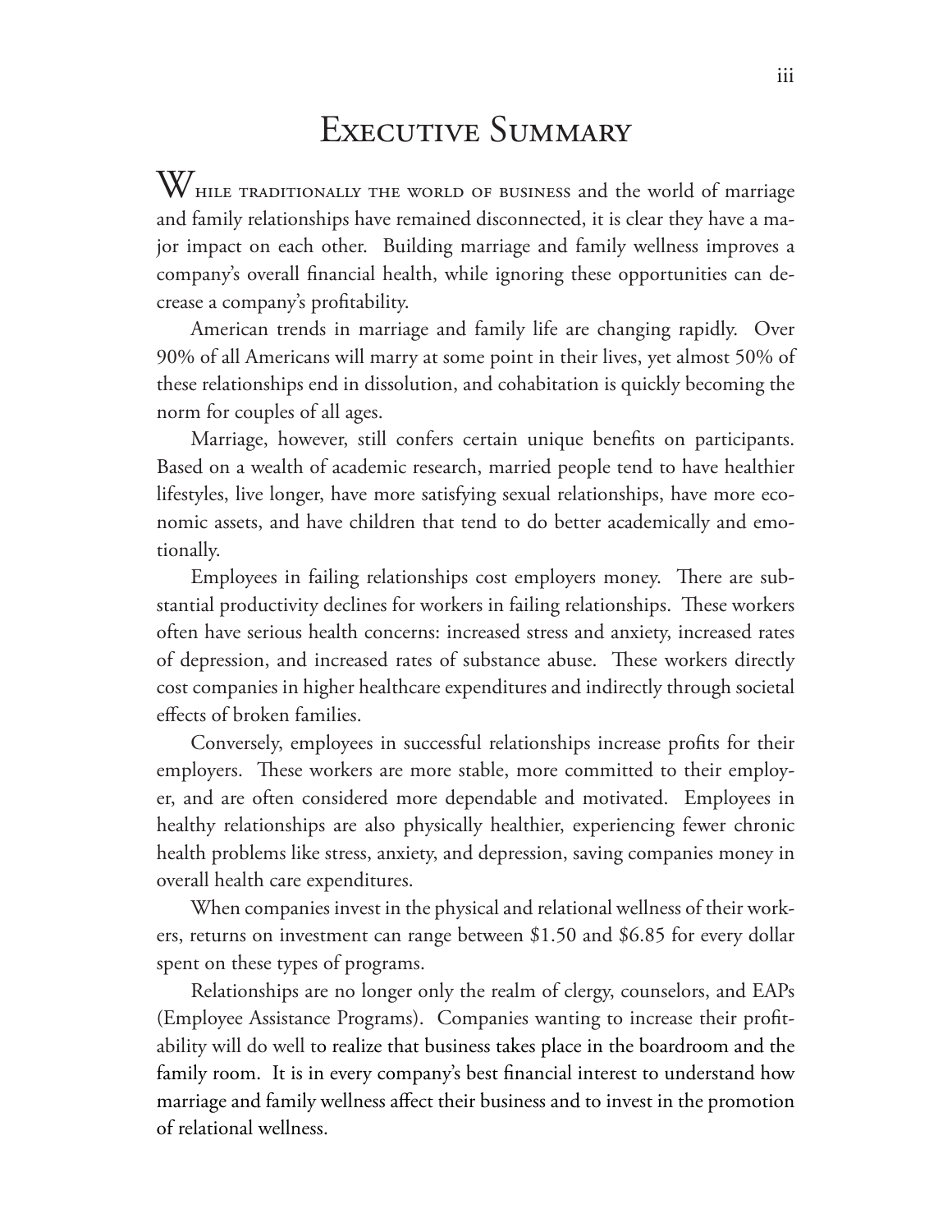# Executive Summary

While traditionally the world of business and the world of marriage and family relationships have remained disconnected, it is clear they have a major impact on each other. Building marriage and family wellness improves a company's overall financial health, while ignoring these opportunities can decrease a company's profitability.

American trends in marriage and family life are changing rapidly. Over 90% of all Americans will marry at some point in their lives, yet almost 50% of these relationships end in dissolution, and cohabitation is quickly becoming the norm for couples of all ages.

Marriage, however, still confers certain unique benefits on participants. Based on a wealth of academic research, married people tend to have healthier lifestyles, live longer, have more satisfying sexual relationships, have more economic assets, and have children that tend to do better academically and emotionally.

Employees in failing relationships cost employers money. There are substantial productivity declines for workers in failing relationships. These workers often have serious health concerns: increased stress and anxiety, increased rates of depression, and increased rates of substance abuse. These workers directly cost companies in higher healthcare expenditures and indirectly through societal effects of broken families.

Conversely, employees in successful relationships increase profits for their employers. These workers are more stable, more committed to their employer, and are often considered more dependable and motivated. Employees in healthy relationships are also physically healthier, experiencing fewer chronic health problems like stress, anxiety, and depression, saving companies money in overall health care expenditures.

When companies invest in the physical and relational wellness of their workers, returns on investment can range between $1.50 and $6.85 for every dollar spent on these types of programs.

Relationships are no longer only the realm of clergy, counselors, and EAPs (Employee Assistance Programs). Companies wanting to increase their profitability will do well to realize that business takes place in the boardroom and the family room. It is in every company's best financial interest to understand how marriage and family wellness affect their business and to invest in the promotion of relational wellness.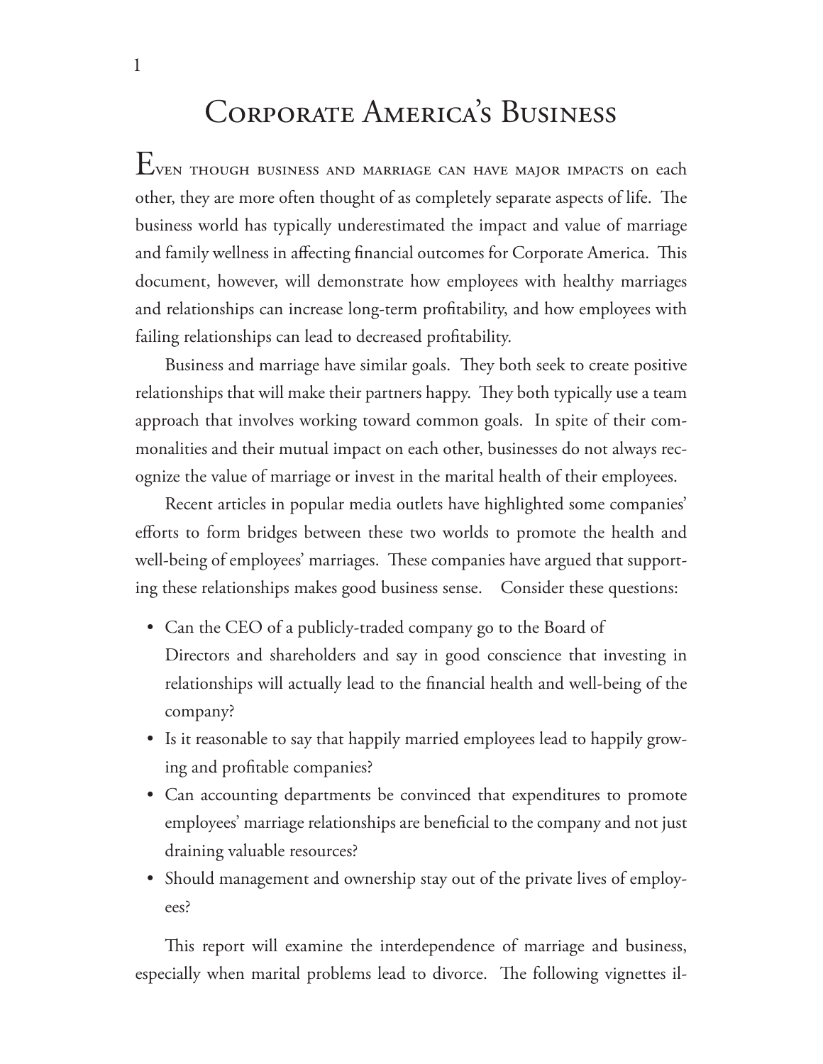# Corporate America's Business

Even though business and marriage can have major impacts on each other, they are more often thought of as completely separate aspects of life. The business world has typically underestimated the impact and value of marriage and family wellness in affecting financial outcomes for Corporate America. This document, however, will demonstrate how employees with healthy marriages and relationships can increase long-term profitability, and how employees with failing relationships can lead to decreased profitability.

Business and marriage have similar goals. They both seek to create positive relationships that will make their partners happy. They both typically use a team approach that involves working toward common goals. In spite of their commonalities and their mutual impact on each other, businesses do not always recognize the value of marriage or invest in the marital health of their employees.

Recent articles in popular media outlets have highlighted some companies' efforts to form bridges between these two worlds to promote the health and well-being of employees' marriages. These companies have argued that supporting these relationships makes good business sense. Consider these questions:

- Can the CEO of a publicly-traded company go to the Board of Directors and shareholders and say in good conscience that investing in relationships will actually lead to the financial health and well-being of the company?
- Is it reasonable to say that happily married employees lead to happily growing and profitable companies?
- Can accounting departments be convinced that expenditures to promote employees' marriage relationships are beneficial to the company and not just draining valuable resources?
- Should management and ownership stay out of the private lives of employees?

This report will examine the interdependence of marriage and business, especially when marital problems lead to divorce. The following vignettes il-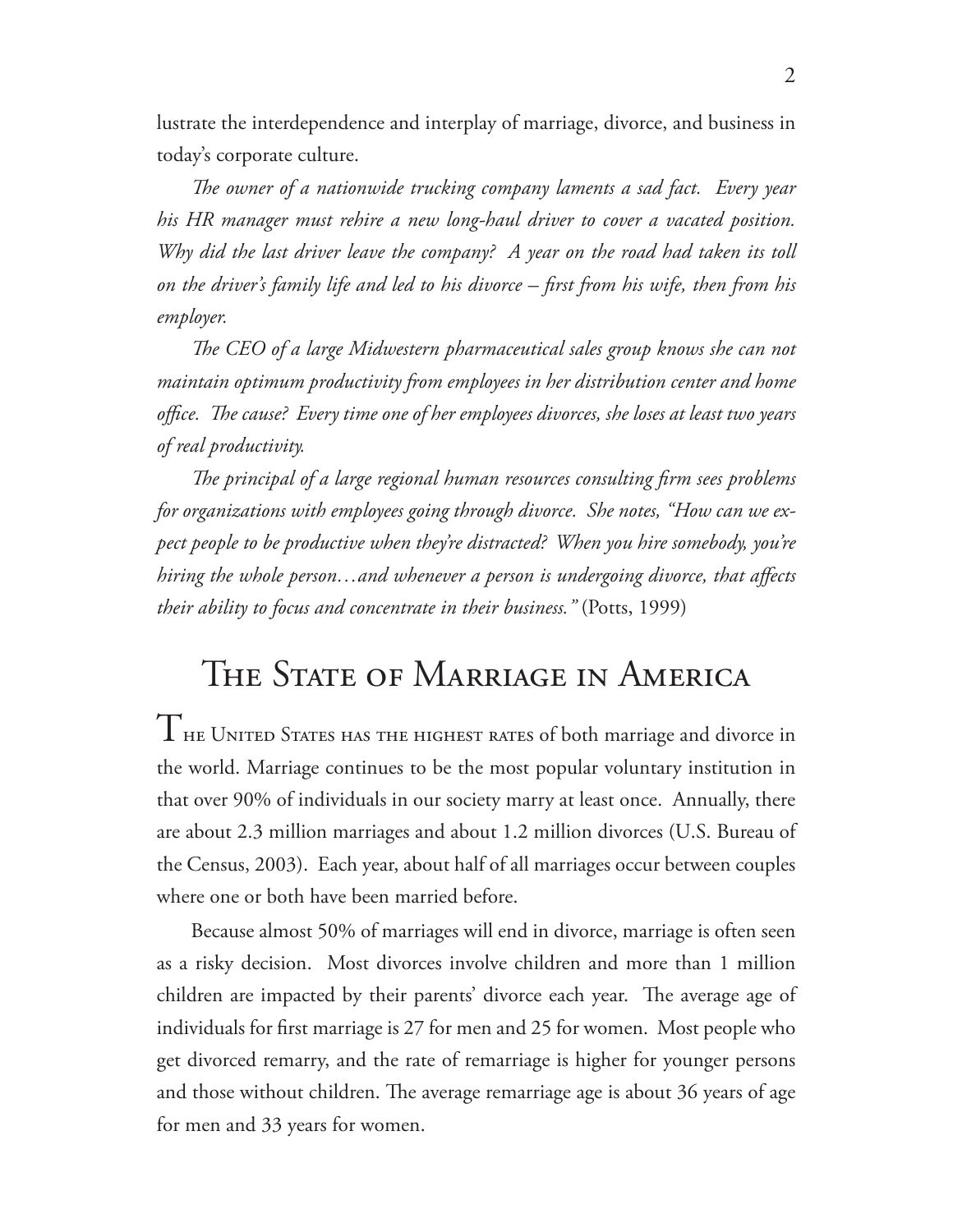lustrate the interdependence and interplay of marriage, divorce, and business in today's corporate culture.

*The owner of a nationwide trucking company laments a sad fact. Every year his HR manager must rehire a new long-haul driver to cover a vacated position. Why did the last driver leave the company? A year on the road had taken its toll on the driver's family life and led to his divorce – first from his wife, then from his employer.*

*The CEO of a large Midwestern pharmaceutical sales group knows she can not maintain optimum productivity from employees in her distribution center and home office. The cause? Every time one of her employees divorces, she loses at least two years of real productivity.*

*The principal of a large regional human resources consulting firm sees problems for organizations with employees going through divorce. She notes, "How can we expect people to be productive when they're distracted? When you hire somebody, you're hiring the whole person…and whenever a person is undergoing divorce, that affects their ability to focus and concentrate in their business."* (Potts, 1999)

## The State of Marriage in America

The United States has the highest rates of both marriage and divorce in the world. Marriage continues to be the most popular voluntary institution in that over 90% of individuals in our society marry at least once. Annually, there are about 2.3 million marriages and about 1.2 million divorces (U.S. Bureau of the Census, 2003). Each year, about half of all marriages occur between couples where one or both have been married before.

Because almost 50% of marriages will end in divorce, marriage is often seen as a risky decision. Most divorces involve children and more than 1 million children are impacted by their parents' divorce each year. The average age of individuals for first marriage is 27 for men and 25 for women. Most people who get divorced remarry, and the rate of remarriage is higher for younger persons and those without children. The average remarriage age is about 36 years of age for men and 33 years for women.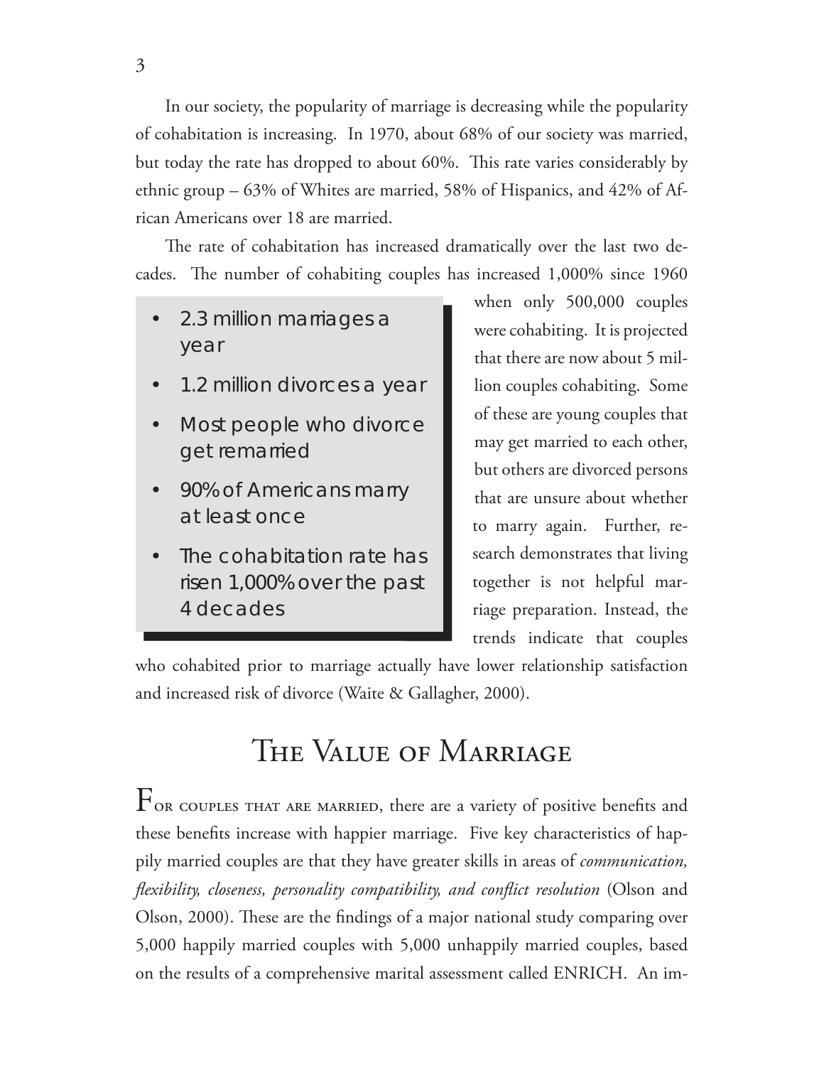In our society, the popularity of marriage is decreasing while the popularity of cohabitation is increasing. In 1970, about 68% of our society was married, but today the rate has dropped to about 60%. This rate varies considerably by ethnic group – 63% of Whites are married, 58% of Hispanics, and 42% of African Americans over 18 are married.

The rate of cohabitation has increased dramatically over the last two decades. The number of cohabiting couples has increased 1,000% since 1960 when only 500,000 couples were cohabiting. It is projected that there are now about 5 million couples cohabiting. Some of these are young couples that may get married to each other, but others are divorced persons that are unsure about whether to marry again. Further, research demonstrates that living together is not helpful marriage preparation. Instead, the trends indicate that couples who cohabited prior to marriage actually have lower relationship satisfaction and increased risk of divorce (Waite & Gallagher, 2000).

- 2.3 million marriages a year
- 1.2 million divorces a year
- Most people who divorce get remarried
- 90% of Americans marry at least once
- The cohabitation rate has risen 1,000% over the past 4 decades

## The Value of Marriage

For couples that are married, there are a variety of positive benefits and these benefits increase with happier marriage. Five key characteristics of happily married couples are that they have greater skills in areas of *communication, flexibility, closeness, personality compatibility, and conflict resolution* (Olson and Olson, 2000). These are the findings of a major national study comparing over 5,000 happily married couples with 5,000 unhappily married couples, based on the results of a comprehensive marital assessment called ENRICH. An im-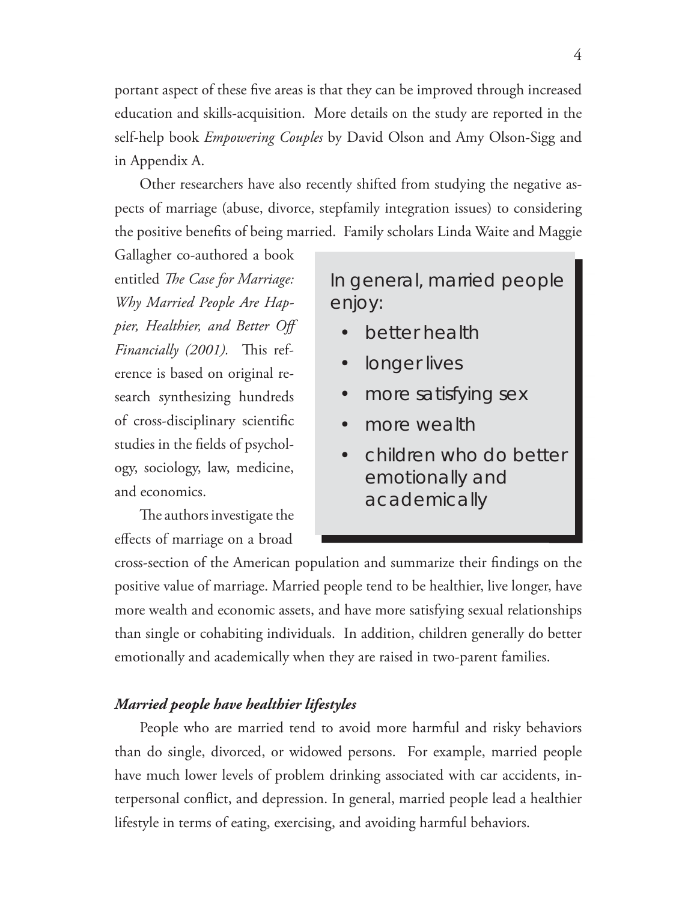portant aspect of these five areas is that they can be improved through increased education and skills-acquisition. More details on the study are reported in the self-help book *Empowering Couples* by David Olson and Amy Olson-Sigg and in Appendix A.

Other researchers have also recently shifted from studying the negative aspects of marriage (abuse, divorce, stepfamily integration issues) to considering the positive benefits of being married. Family scholars Linda Waite and Maggie Gallagher co-authored a book entitled *The Case for Marriage: Why Married People Are Happier, Healthier, and Better Off Financially (2001).* This reference is based on original research synthesizing hundreds of cross-disciplinary scientific studies in the fields of psychology, sociology, law, medicine, and economics.

> In general, married people enjoy:
>
> - better health
> - longer lives
> - more satisfying sex
> - more wealth
> - children who do better emotionally and academically

The authors investigate the effects of marriage on a broad cross-section of the American population and summarize their findings on the positive value of marriage. Married people tend to be healthier, live longer, have more wealth and economic assets, and have more satisfying sexual relationships than single or cohabiting individuals. In addition, children generally do better emotionally and academically when they are raised in two-parent families.

***Married people have healthier lifestyles***

People who are married tend to avoid more harmful and risky behaviors than do single, divorced, or widowed persons. For example, married people have much lower levels of problem drinking associated with car accidents, interpersonal conflict, and depression. In general, married people lead a healthier lifestyle in terms of eating, exercising, and avoiding harmful behaviors.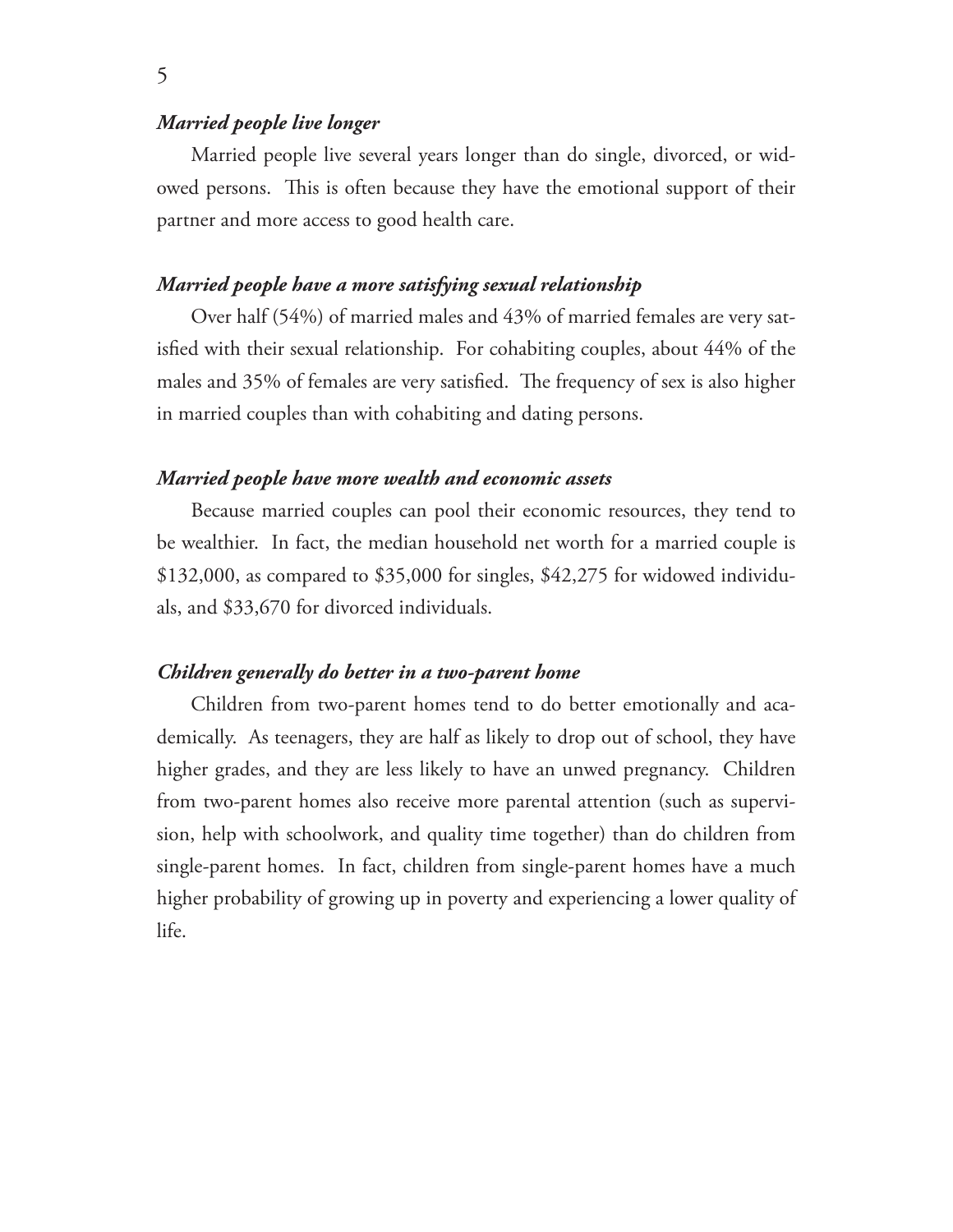### *Married people live longer*

Married people live several years longer than do single, divorced, or widowed persons. This is often because they have the emotional support of their partner and more access to good health care.

### *Married people have a more satisfying sexual relationship*

Over half (54%) of married males and 43% of married females are very satisfied with their sexual relationship. For cohabiting couples, about 44% of the males and 35% of females are very satisfied. The frequency of sex is also higher in married couples than with cohabiting and dating persons.

### *Married people have more wealth and economic assets*

Because married couples can pool their economic resources, they tend to be wealthier. In fact, the median household net worth for a married couple is $132,000, as compared to $35,000 for singles, $42,275 for widowed individuals, and $33,670 for divorced individuals.

### *Children generally do better in a two-parent home*

Children from two-parent homes tend to do better emotionally and academically. As teenagers, they are half as likely to drop out of school, they have higher grades, and they are less likely to have an unwed pregnancy. Children from two-parent homes also receive more parental attention (such as supervision, help with schoolwork, and quality time together) than do children from single-parent homes. In fact, children from single-parent homes have a much higher probability of growing up in poverty and experiencing a lower quality of life.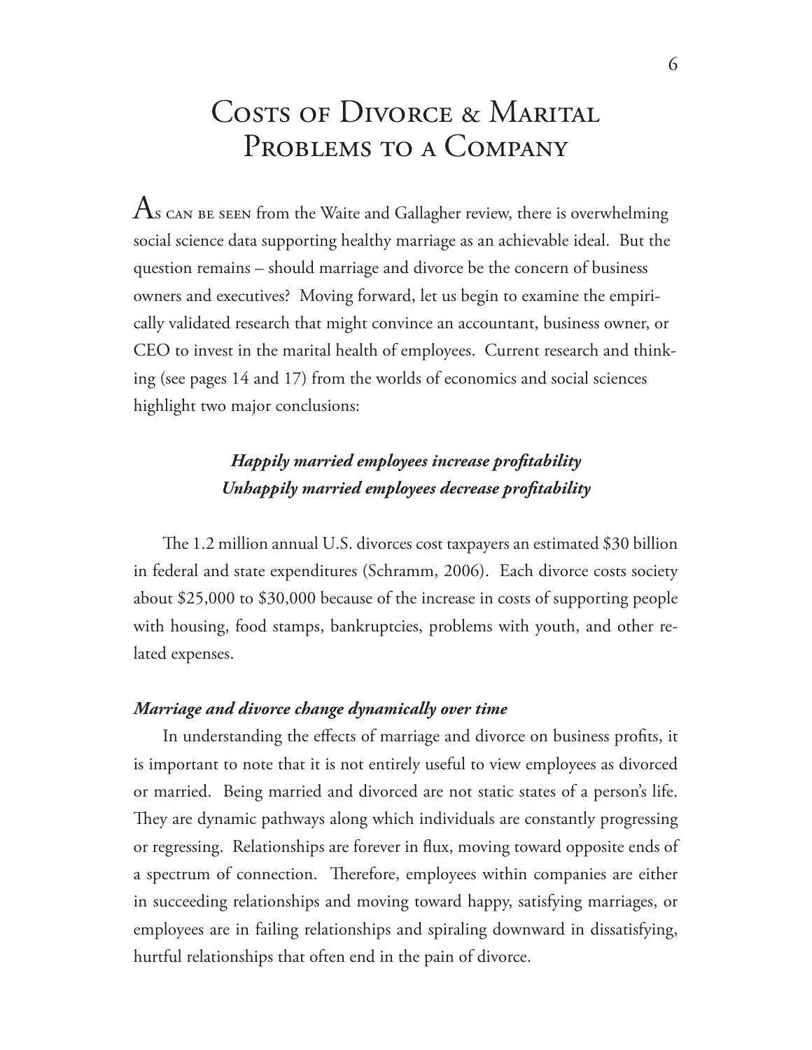# Costs of Divorce & Marital Problems to a Company

As can be seen from the Waite and Gallagher review, there is overwhelming social science data supporting healthy marriage as an achievable ideal. But the question remains – should marriage and divorce be the concern of business owners and executives? Moving forward, let us begin to examine the empirically validated research that might convince an accountant, business owner, or CEO to invest in the marital health of employees. Current research and thinking (see pages 14 and 17) from the worlds of economics and social sciences highlight two major conclusions:

***Happily married employees increase profitability***
***Unhappily married employees decrease profitability***

The 1.2 million annual U.S. divorces cost taxpayers an estimated $30 billion in federal and state expenditures (Schramm, 2006). Each divorce costs society about $25,000 to $30,000 because of the increase in costs of supporting people with housing, food stamps, bankruptcies, problems with youth, and other related expenses.

***Marriage and divorce change dynamically over time***

In understanding the effects of marriage and divorce on business profits, it is important to note that it is not entirely useful to view employees as divorced or married. Being married and divorced are not static states of a person's life. They are dynamic pathways along which individuals are constantly progressing or regressing. Relationships are forever in flux, moving toward opposite ends of a spectrum of connection. Therefore, employees within companies are either in succeeding relationships and moving toward happy, satisfying marriages, or employees are in failing relationships and spiraling downward in dissatisfying, hurtful relationships that often end in the pain of divorce.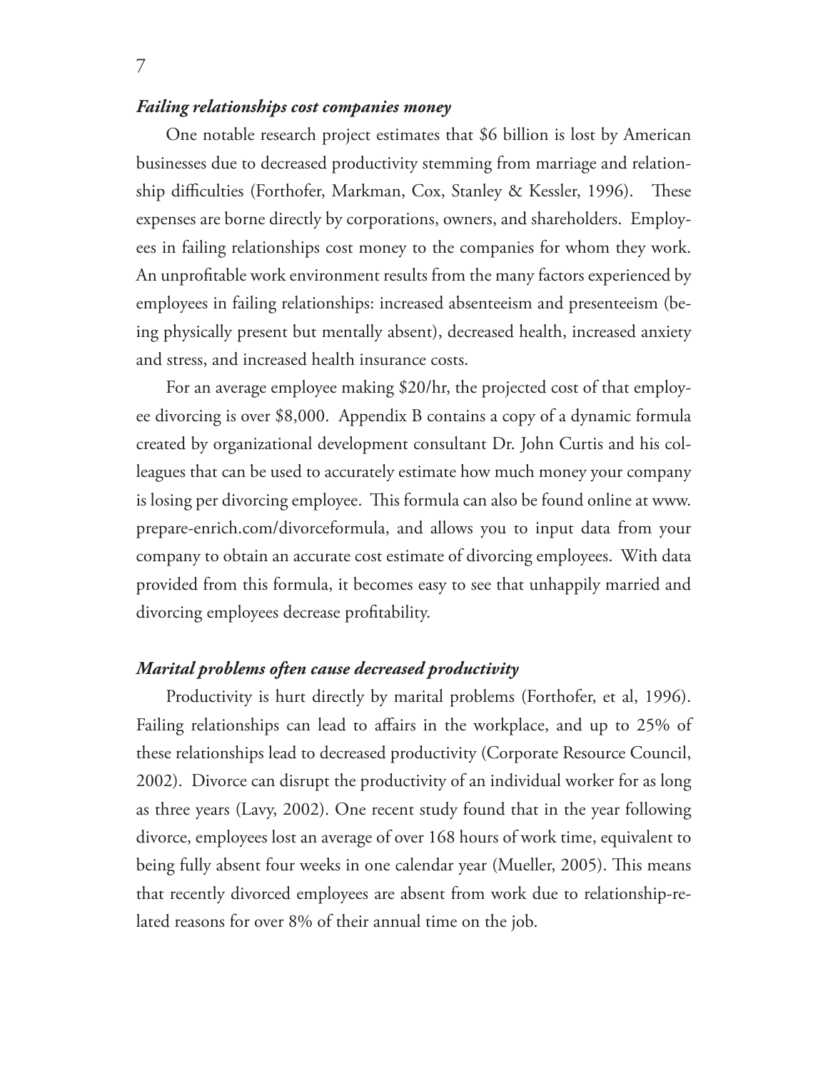### ***Failing relationships cost companies money***

One notable research project estimates that $6 billion is lost by American businesses due to decreased productivity stemming from marriage and relationship difficulties (Forthofer, Markman, Cox, Stanley & Kessler, 1996). These expenses are borne directly by corporations, owners, and shareholders. Employees in failing relationships cost money to the companies for whom they work. An unprofitable work environment results from the many factors experienced by employees in failing relationships: increased absenteeism and presenteeism (being physically present but mentally absent), decreased health, increased anxiety and stress, and increased health insurance costs.

For an average employee making $20/hr, the projected cost of that employee divorcing is over $8,000. Appendix B contains a copy of a dynamic formula created by organizational development consultant Dr. John Curtis and his colleagues that can be used to accurately estimate how much money your company is losing per divorcing employee. This formula can also be found online at www.prepare-enrich.com/divorceformula, and allows you to input data from your company to obtain an accurate cost estimate of divorcing employees. With data provided from this formula, it becomes easy to see that unhappily married and divorcing employees decrease profitability.

### ***Marital problems often cause decreased productivity***

Productivity is hurt directly by marital problems (Forthofer, et al, 1996). Failing relationships can lead to affairs in the workplace, and up to 25% of these relationships lead to decreased productivity (Corporate Resource Council, 2002). Divorce can disrupt the productivity of an individual worker for as long as three years (Lavy, 2002). One recent study found that in the year following divorce, employees lost an average of over 168 hours of work time, equivalent to being fully absent four weeks in one calendar year (Mueller, 2005). This means that recently divorced employees are absent from work due to relationship-related reasons for over 8% of their annual time on the job.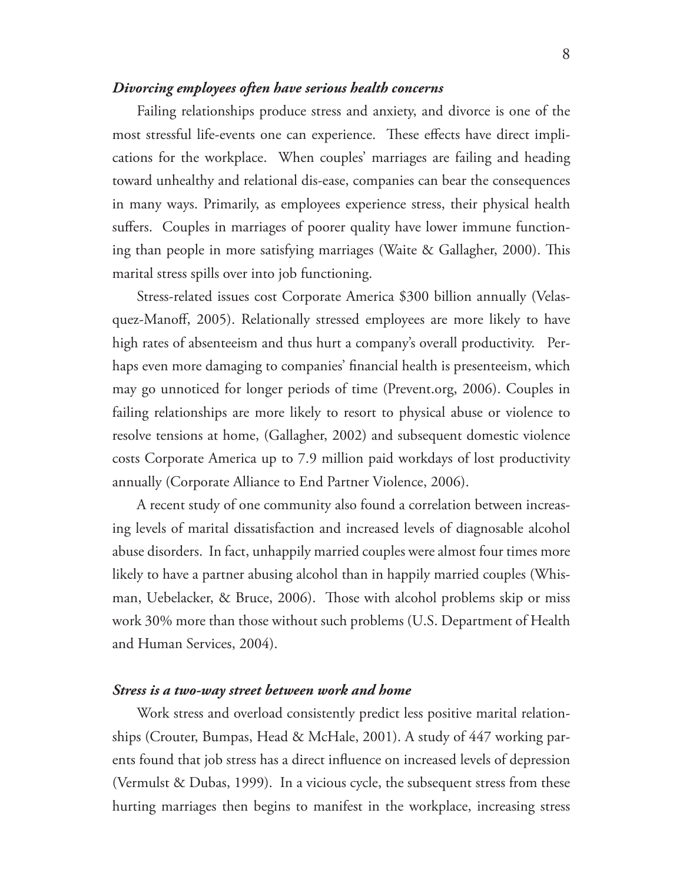### ***Divorcing employees often have serious health concerns***

Failing relationships produce stress and anxiety, and divorce is one of the most stressful life-events one can experience. These effects have direct implications for the workplace. When couples' marriages are failing and heading toward unhealthy and relational dis-ease, companies can bear the consequences in many ways. Primarily, as employees experience stress, their physical health suffers. Couples in marriages of poorer quality have lower immune functioning than people in more satisfying marriages (Waite & Gallagher, 2000). This marital stress spills over into job functioning.

Stress-related issues cost Corporate America $300 billion annually (Velasquez-Manoff, 2005). Relationally stressed employees are more likely to have high rates of absenteeism and thus hurt a company's overall productivity. Perhaps even more damaging to companies' financial health is presenteeism, which may go unnoticed for longer periods of time (Prevent.org, 2006). Couples in failing relationships are more likely to resort to physical abuse or violence to resolve tensions at home, (Gallagher, 2002) and subsequent domestic violence costs Corporate America up to 7.9 million paid workdays of lost productivity annually (Corporate Alliance to End Partner Violence, 2006).

A recent study of one community also found a correlation between increasing levels of marital dissatisfaction and increased levels of diagnosable alcohol abuse disorders. In fact, unhappily married couples were almost four times more likely to have a partner abusing alcohol than in happily married couples (Whisman, Uebelacker, & Bruce, 2006). Those with alcohol problems skip or miss work 30% more than those without such problems (U.S. Department of Health and Human Services, 2004).

### ***Stress is a two-way street between work and home***

Work stress and overload consistently predict less positive marital relationships (Crouter, Bumpas, Head & McHale, 2001). A study of 447 working parents found that job stress has a direct influence on increased levels of depression (Vermulst & Dubas, 1999). In a vicious cycle, the subsequent stress from these hurting marriages then begins to manifest in the workplace, increasing stress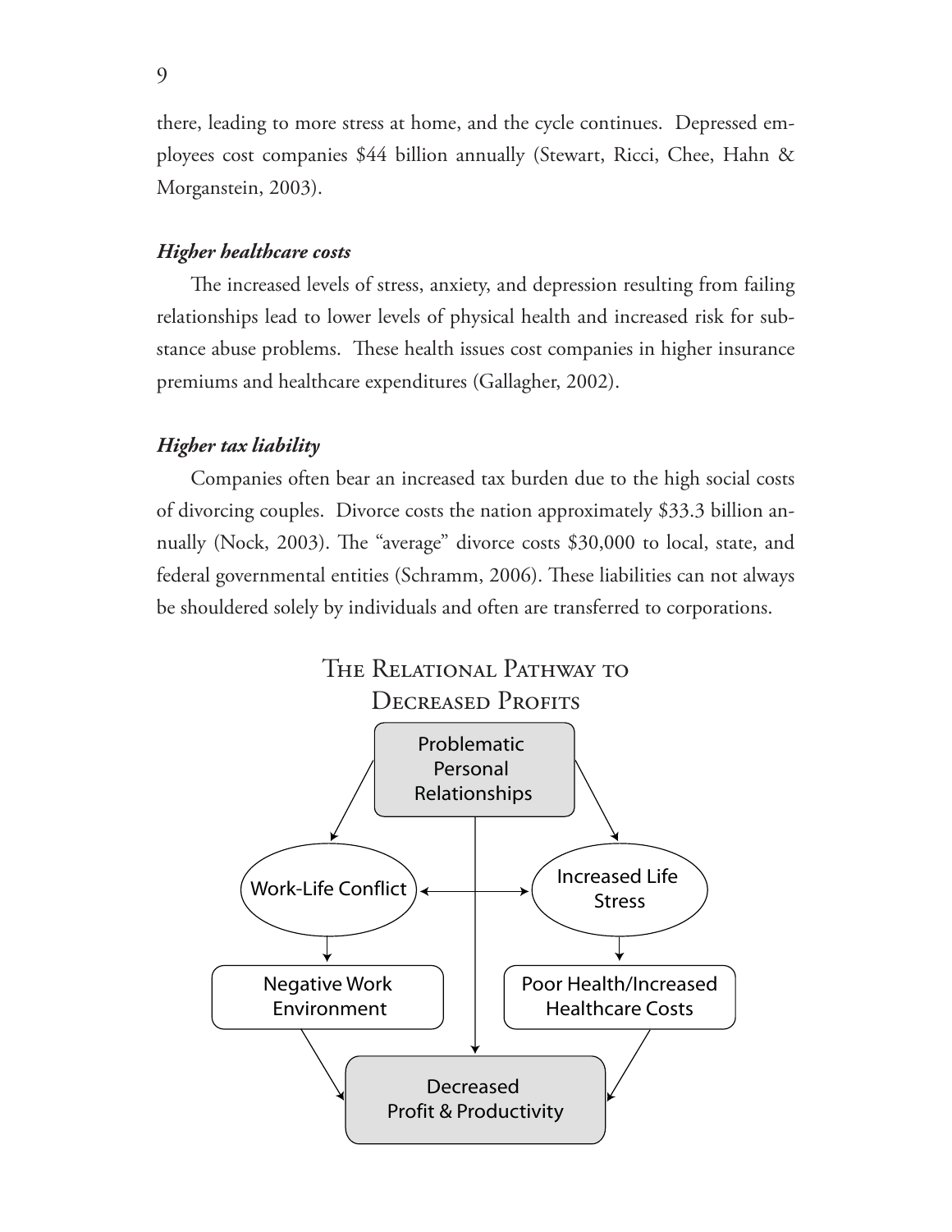there, leading to more stress at home, and the cycle continues. Depressed employees cost companies $44 billion annually (Stewart, Ricci, Chee, Hahn & Morganstein, 2003).

### *Higher healthcare costs*

The increased levels of stress, anxiety, and depression resulting from failing relationships lead to lower levels of physical health and increased risk for substance abuse problems. These health issues cost companies in higher insurance premiums and healthcare expenditures (Gallagher, 2002).

### *Higher tax liability*

Companies often bear an increased tax burden due to the high social costs of divorcing couples. Divorce costs the nation approximately $33.3 billion annually (Nock, 2003). The "average" divorce costs $30,000 to local, state, and federal governmental entities (Schramm, 2006). These liabilities can not always be shouldered solely by individuals and often are transferred to corporations.

The Relational Pathway to Decreased Profits

Problematic Personal Relationships

Work-Life Conflict

Increased Life Stress

Negative Work Environment

Poor Health/Increased Healthcare Costs

Decreased Profit & Productivity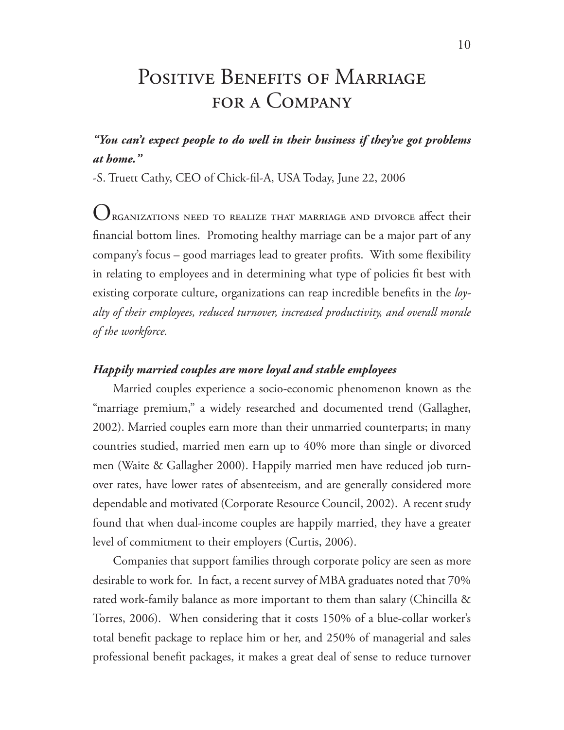# Positive Benefits of Marriage for a Company

***"You can't expect people to do well in their business if they've got problems at home."***

-S. Truett Cathy, CEO of Chick-fil-A, USA Today, June 22, 2006

Organizations need to realize that marriage and divorce affect their financial bottom lines. Promoting healthy marriage can be a major part of any company's focus – good marriages lead to greater profits. With some flexibility in relating to employees and in determining what type of policies fit best with existing corporate culture, organizations can reap incredible benefits in the *loyalty of their employees, reduced turnover, increased productivity, and overall morale of the workforce.*

### *Happily married couples are more loyal and stable employees*

Married couples experience a socio-economic phenomenon known as the "marriage premium," a widely researched and documented trend (Gallagher, 2002). Married couples earn more than their unmarried counterparts; in many countries studied, married men earn up to 40% more than single or divorced men (Waite & Gallagher 2000). Happily married men have reduced job turnover rates, have lower rates of absenteeism, and are generally considered more dependable and motivated (Corporate Resource Council, 2002). A recent study found that when dual-income couples are happily married, they have a greater level of commitment to their employers (Curtis, 2006).

Companies that support families through corporate policy are seen as more desirable to work for. In fact, a recent survey of MBA graduates noted that 70% rated work-family balance as more important to them than salary (Chincilla & Torres, 2006). When considering that it costs 150% of a blue-collar worker's total benefit package to replace him or her, and 250% of managerial and sales professional benefit packages, it makes a great deal of sense to reduce turnover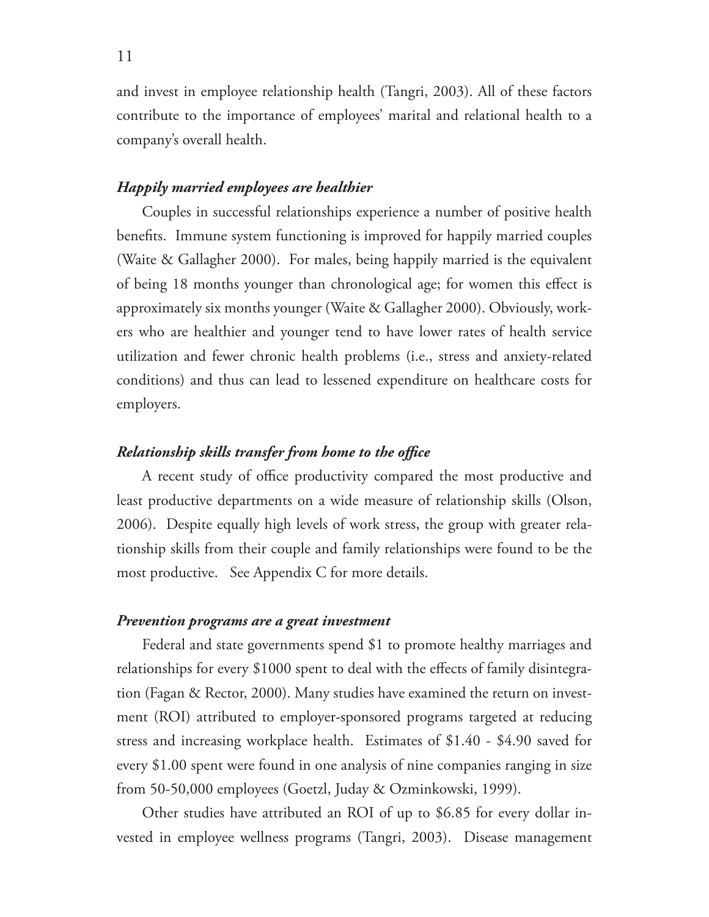and invest in employee relationship health (Tangri, 2003). All of these factors contribute to the importance of employees' marital and relational health to a company's overall health.

### ***Happily married employees are healthier***

Couples in successful relationships experience a number of positive health benefits. Immune system functioning is improved for happily married couples (Waite & Gallagher 2000). For males, being happily married is the equivalent of being 18 months younger than chronological age; for women this effect is approximately six months younger (Waite & Gallagher 2000). Obviously, workers who are healthier and younger tend to have lower rates of health service utilization and fewer chronic health problems (i.e., stress and anxiety-related conditions) and thus can lead to lessened expenditure on healthcare costs for employers.

### ***Relationship skills transfer from home to the office***

A recent study of office productivity compared the most productive and least productive departments on a wide measure of relationship skills (Olson, 2006). Despite equally high levels of work stress, the group with greater relationship skills from their couple and family relationships were found to be the most productive. See Appendix C for more details.

### ***Prevention programs are a great investment***

Federal and state governments spend $1 to promote healthy marriages and relationships for every $1000 spent to deal with the effects of family disintegration (Fagan & Rector, 2000). Many studies have examined the return on investment (ROI) attributed to employer-sponsored programs targeted at reducing stress and increasing workplace health. Estimates of $1.40 - $4.90 saved for every $1.00 spent were found in one analysis of nine companies ranging in size from 50-50,000 employees (Goetzl, Juday & Ozminkowski, 1999).

Other studies have attributed an ROI of up to $6.85 for every dollar invested in employee wellness programs (Tangri, 2003). Disease management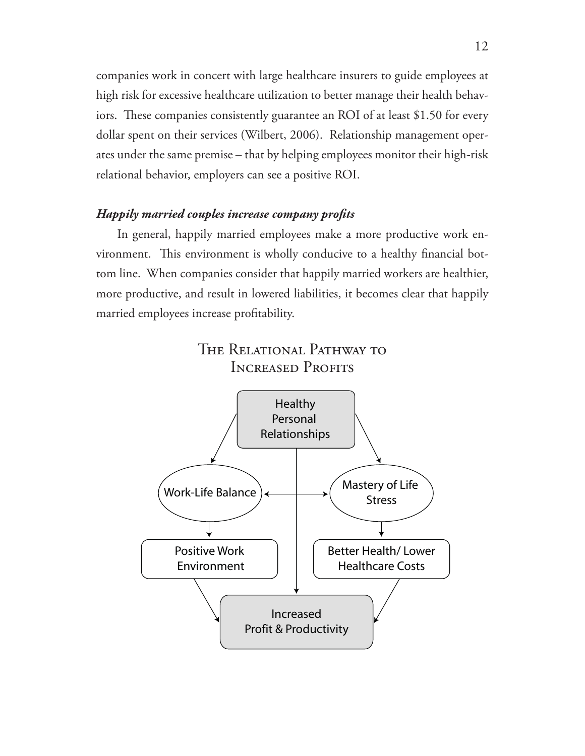companies work in concert with large healthcare insurers to guide employees at high risk for excessive healthcare utilization to better manage their health behaviors. These companies consistently guarantee an ROI of at least $1.50 for every dollar spent on their services (Wilbert, 2006). Relationship management operates under the same premise – that by helping employees monitor their high-risk relational behavior, employers can see a positive ROI.

### *Happily married couples increase company profits*

In general, happily married employees make a more productive work environment. This environment is wholly conducive to a healthy financial bottom line. When companies consider that happily married workers are healthier, more productive, and result in lowered liabilities, it becomes clear that happily married employees increase profitability.

## The Relational Pathway to Increased Profits

Healthy Personal Relationships

Work-Life Balance

Mastery of Life Stress

Positive Work Environment

Better Health/ Lower Healthcare Costs

Increased Profit & Productivity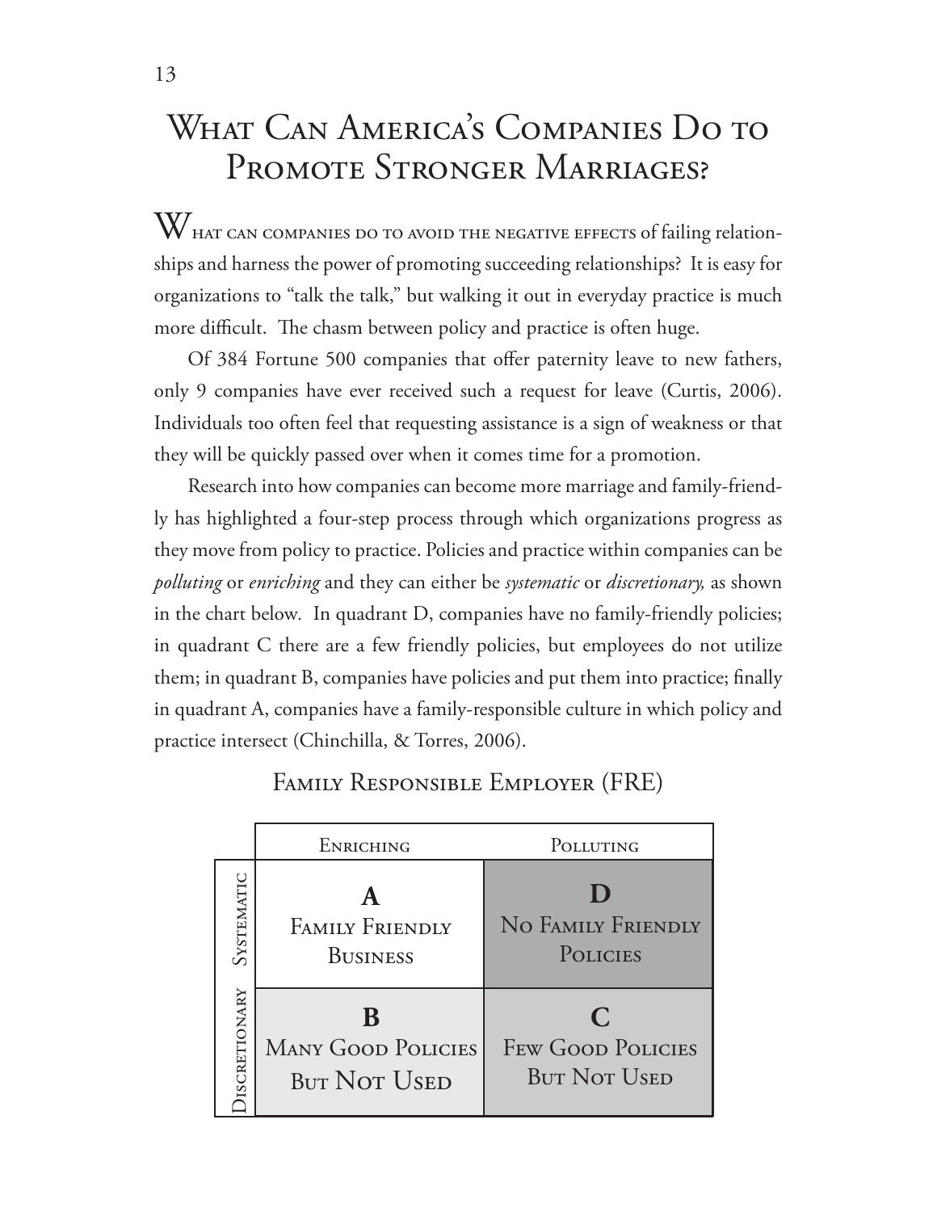# What Can America's Companies Do to Promote Stronger Marriages?

What can companies do to avoid the negative effects of failing relationships and harness the power of promoting succeeding relationships? It is easy for organizations to "talk the talk," but walking it out in everyday practice is much more difficult. The chasm between policy and practice is often huge.

Of 384 Fortune 500 companies that offer paternity leave to new fathers, only 9 companies have ever received such a request for leave (Curtis, 2006). Individuals too often feel that requesting assistance is a sign of weakness or that they will be quickly passed over when it comes time for a promotion.

Research into how companies can become more marriage and family-friendly has highlighted a four-step process through which organizations progress as they move from policy to practice. Policies and practice within companies can be *polluting* or *enriching* and they can either be *systematic* or *discretionary,* as shown in the chart below. In quadrant D, companies have no family-friendly policies; in quadrant C there are a few friendly policies, but employees do not utilize them; in quadrant B, companies have policies and put them into practice; finally in quadrant A, companies have a family-responsible culture in which policy and practice intersect (Chinchilla, & Torres, 2006).

### Family Responsible Employer (FRE)

| | Enriching | Polluting |
|---|---|---|
| Systematic | **A** Family Friendly Business | **D** No Family Friendly Policies |
| Discretionary | **B** Many Good Policies But Not Used | **C** Few Good Policies But Not Used |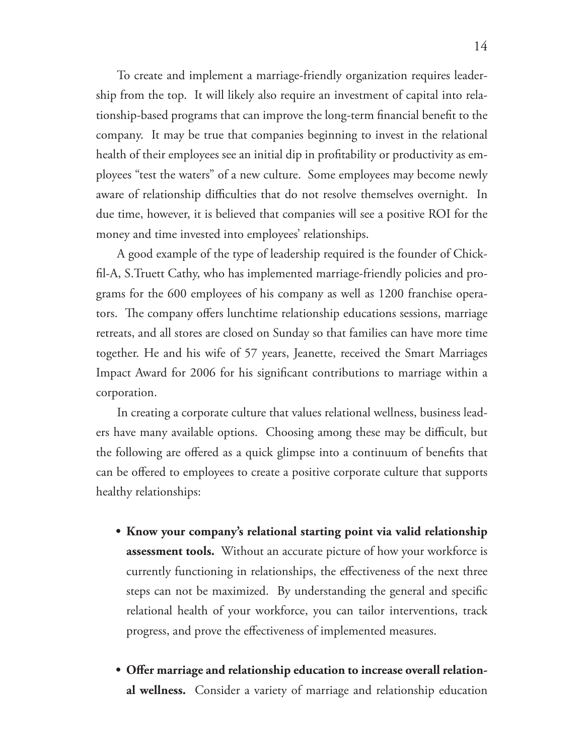To create and implement a marriage-friendly organization requires leadership from the top. It will likely also require an investment of capital into relationship-based programs that can improve the long-term financial benefit to the company. It may be true that companies beginning to invest in the relational health of their employees see an initial dip in profitability or productivity as employees "test the waters" of a new culture. Some employees may become newly aware of relationship difficulties that do not resolve themselves overnight. In due time, however, it is believed that companies will see a positive ROI for the money and time invested into employees' relationships.

A good example of the type of leadership required is the founder of Chick-fil-A, S.Truett Cathy, who has implemented marriage-friendly policies and programs for the 600 employees of his company as well as 1200 franchise operators. The company offers lunchtime relationship educations sessions, marriage retreats, and all stores are closed on Sunday so that families can have more time together. He and his wife of 57 years, Jeanette, received the Smart Marriages Impact Award for 2006 for his significant contributions to marriage within a corporation.

In creating a corporate culture that values relational wellness, business leaders have many available options. Choosing among these may be difficult, but the following are offered as a quick glimpse into a continuum of benefits that can be offered to employees to create a positive corporate culture that supports healthy relationships:

- **Know your company's relational starting point via valid relationship assessment tools.** Without an accurate picture of how your workforce is currently functioning in relationships, the effectiveness of the next three steps can not be maximized. By understanding the general and specific relational health of your workforce, you can tailor interventions, track progress, and prove the effectiveness of implemented measures.

- **Offer marriage and relationship education to increase overall relational wellness.** Consider a variety of marriage and relationship education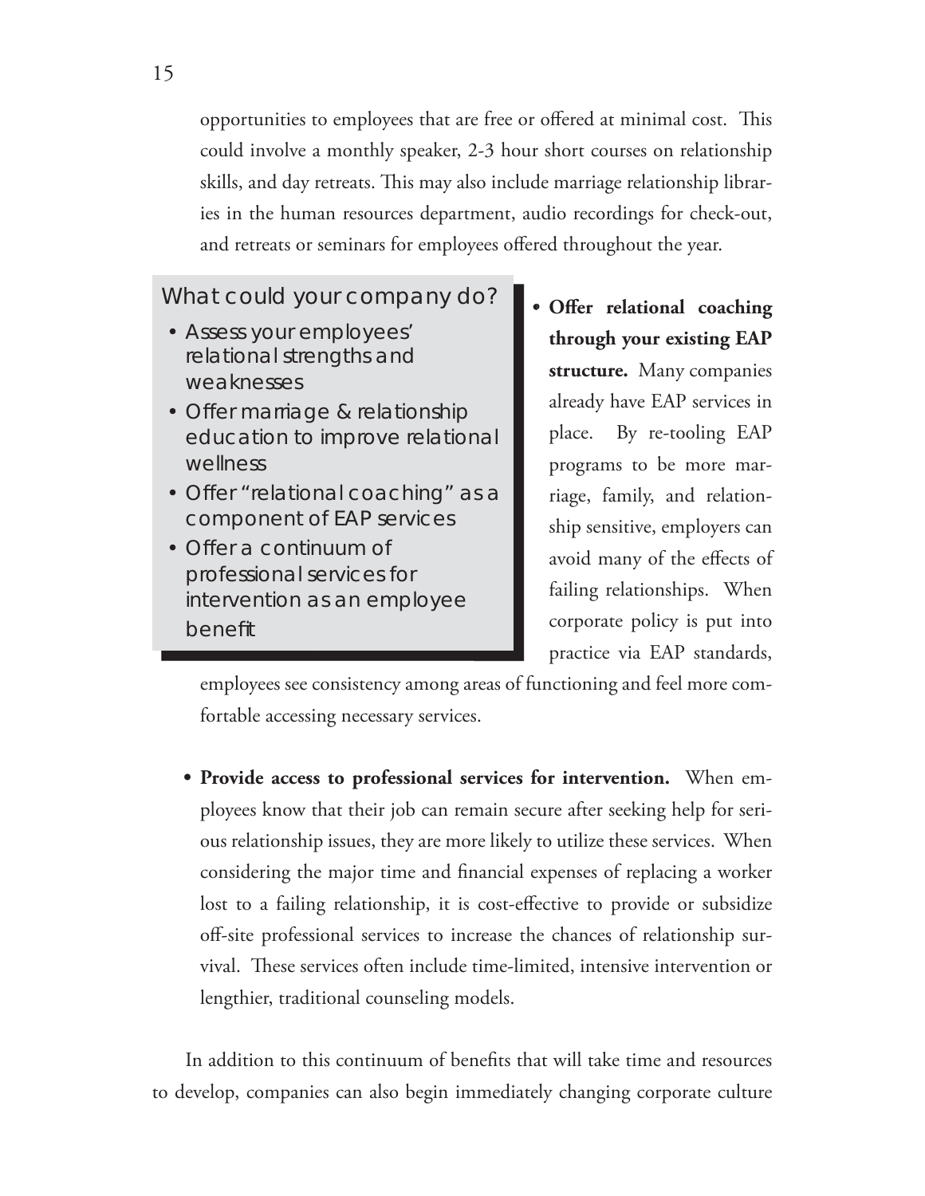opportunities to employees that are free or offered at minimal cost. This could involve a monthly speaker, 2-3 hour short courses on relationship skills, and day retreats. This may also include marriage relationship libraries in the human resources department, audio recordings for check-out, and retreats or seminars for employees offered throughout the year.

> What could your company do?
>
> - Assess your employees' relational strengths and weaknesses
> - Offer marriage & relationship education to improve relational wellness
> - Offer "relational coaching" as a component of EAP services
> - Offer a continuum of professional services for intervention as an employee benefit

- **Offer relational coaching through your existing EAP structure.** Many companies already have EAP services in place. By re-tooling EAP programs to be more marriage, family, and relationship sensitive, employers can avoid many of the effects of failing relationships. When corporate policy is put into practice via EAP standards, employees see consistency among areas of functioning and feel more comfortable accessing necessary services.

- **Provide access to professional services for intervention.** When employees know that their job can remain secure after seeking help for serious relationship issues, they are more likely to utilize these services. When considering the major time and financial expenses of replacing a worker lost to a failing relationship, it is cost-effective to provide or subsidize off-site professional services to increase the chances of relationship survival. These services often include time-limited, intensive intervention or lengthier, traditional counseling models.

In addition to this continuum of benefits that will take time and resources to develop, companies can also begin immediately changing corporate culture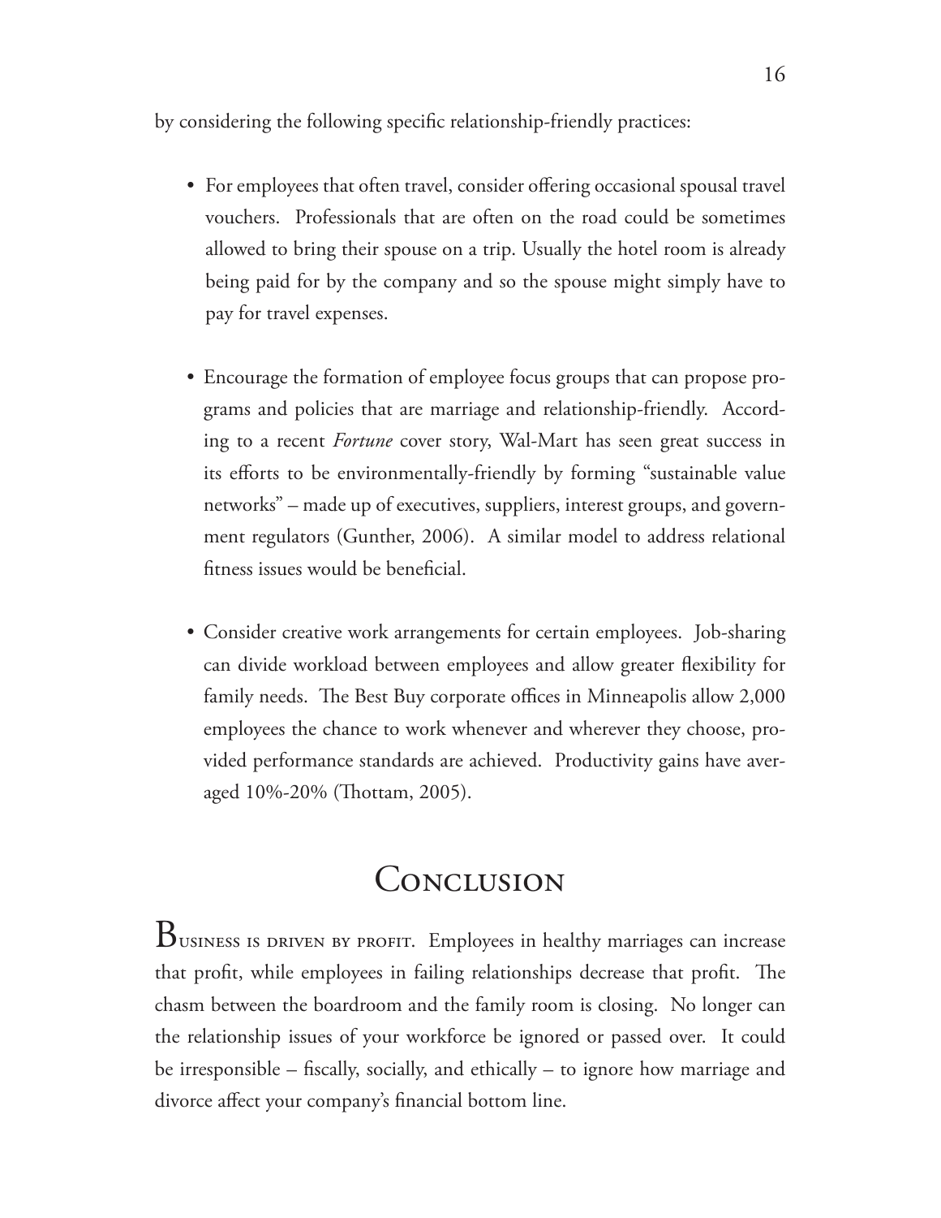by considering the following specific relationship-friendly practices:

- For employees that often travel, consider offering occasional spousal travel vouchers. Professionals that are often on the road could be sometimes allowed to bring their spouse on a trip. Usually the hotel room is already being paid for by the company and so the spouse might simply have to pay for travel expenses.

- Encourage the formation of employee focus groups that can propose programs and policies that are marriage and relationship-friendly. According to a recent *Fortune* cover story, Wal-Mart has seen great success in its efforts to be environmentally-friendly by forming "sustainable value networks" – made up of executives, suppliers, interest groups, and government regulators (Gunther, 2006). A similar model to address relational fitness issues would be beneficial.

- Consider creative work arrangements for certain employees. Job-sharing can divide workload between employees and allow greater flexibility for family needs. The Best Buy corporate offices in Minneapolis allow 2,000 employees the chance to work whenever and wherever they choose, provided performance standards are achieved. Productivity gains have averaged 10%-20% (Thottam, 2005).

## Conclusion

Business is driven by profit. Employees in healthy marriages can increase that profit, while employees in failing relationships decrease that profit. The chasm between the boardroom and the family room is closing. No longer can the relationship issues of your workforce be ignored or passed over. It could be irresponsible – fiscally, socially, and ethically – to ignore how marriage and divorce affect your company's financial bottom line.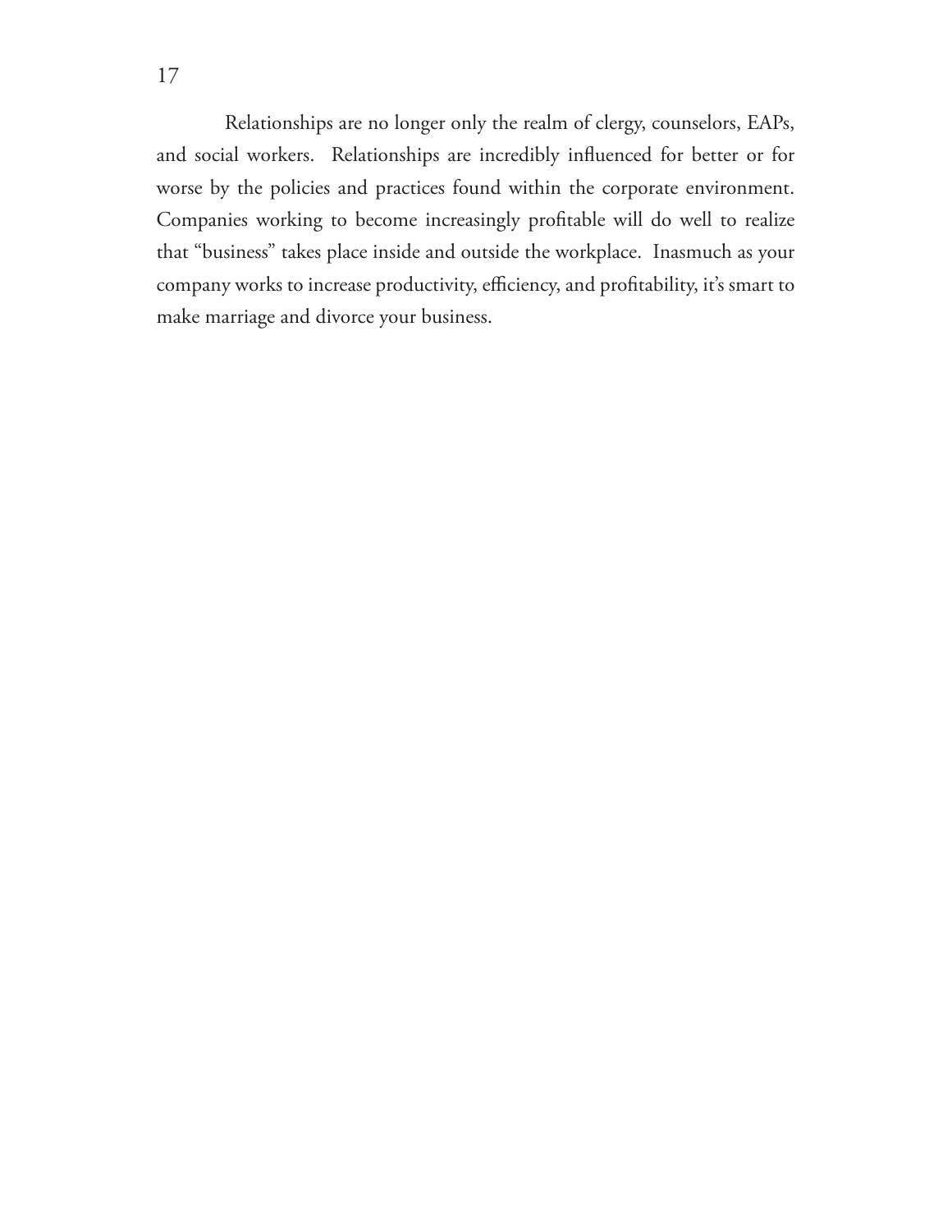Relationships are no longer only the realm of clergy, counselors, EAPs, and social workers. Relationships are incredibly influenced for better or for worse by the policies and practices found within the corporate environment. Companies working to become increasingly profitable will do well to realize that "business" takes place inside and outside the workplace. Inasmuch as your company works to increase productivity, efficiency, and profitability, it's smart to make marriage and divorce your business.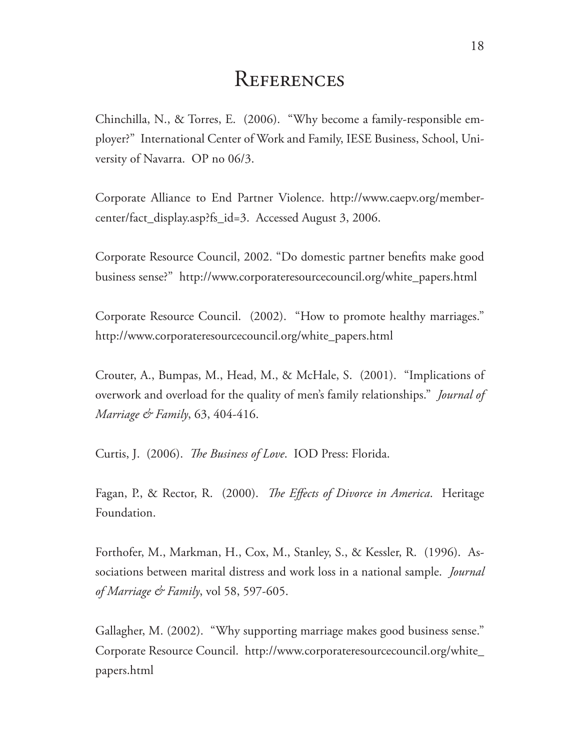# References

Chinchilla, N., & Torres, E. (2006). "Why become a family-responsible employer?" International Center of Work and Family, IESE Business, School, University of Navarra. OP no 06/3.

Corporate Alliance to End Partner Violence. http://www.caepv.org/membercenter/fact_display.asp?fs_id=3. Accessed August 3, 2006.

Corporate Resource Council, 2002. "Do domestic partner benefits make good business sense?" http://www.corporateresourcecouncil.org/white_papers.html

Corporate Resource Council. (2002). "How to promote healthy marriages." http://www.corporateresourcecouncil.org/white_papers.html

Crouter, A., Bumpas, M., Head, M., & McHale, S. (2001). "Implications of overwork and overload for the quality of men's family relationships." *Journal of Marriage & Family*, 63, 404-416.

Curtis, J. (2006). *The Business of Love*. IOD Press: Florida.

Fagan, P., & Rector, R. (2000). *The Effects of Divorce in America*. Heritage Foundation.

Forthofer, M., Markman, H., Cox, M., Stanley, S., & Kessler, R. (1996). Associations between marital distress and work loss in a national sample. *Journal of Marriage & Family*, vol 58, 597-605.

Gallagher, M. (2002). "Why supporting marriage makes good business sense." Corporate Resource Council. http://www.corporateresourcecouncil.org/white_papers.html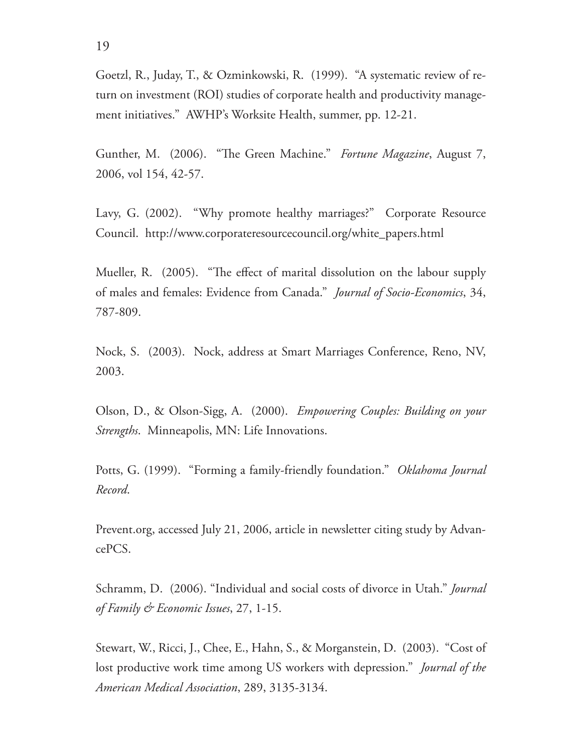Goetzl, R., Juday, T., & Ozminkowski, R. (1999). "A systematic review of return on investment (ROI) studies of corporate health and productivity management initiatives." AWHP's Worksite Health, summer, pp. 12-21.

Gunther, M. (2006). "The Green Machine." *Fortune Magazine*, August 7, 2006, vol 154, 42-57.

Lavy, G. (2002). "Why promote healthy marriages?" Corporate Resource Council. http://www.corporateresourcecouncil.org/white_papers.html

Mueller, R. (2005). "The effect of marital dissolution on the labour supply of males and females: Evidence from Canada." *Journal of Socio-Economics*, 34, 787-809.

Nock, S. (2003). Nock, address at Smart Marriages Conference, Reno, NV, 2003.

Olson, D., & Olson-Sigg, A. (2000). *Empowering Couples: Building on your Strengths*. Minneapolis, MN: Life Innovations.

Potts, G. (1999). "Forming a family-friendly foundation." *Oklahoma Journal Record*.

Prevent.org, accessed July 21, 2006, article in newsletter citing study by AdvancePCS.

Schramm, D. (2006). "Individual and social costs of divorce in Utah." *Journal of Family & Economic Issues*, 27, 1-15.

Stewart, W., Ricci, J., Chee, E., Hahn, S., & Morganstein, D. (2003). "Cost of lost productive work time among US workers with depression." *Journal of the American Medical Association*, 289, 3135-3134.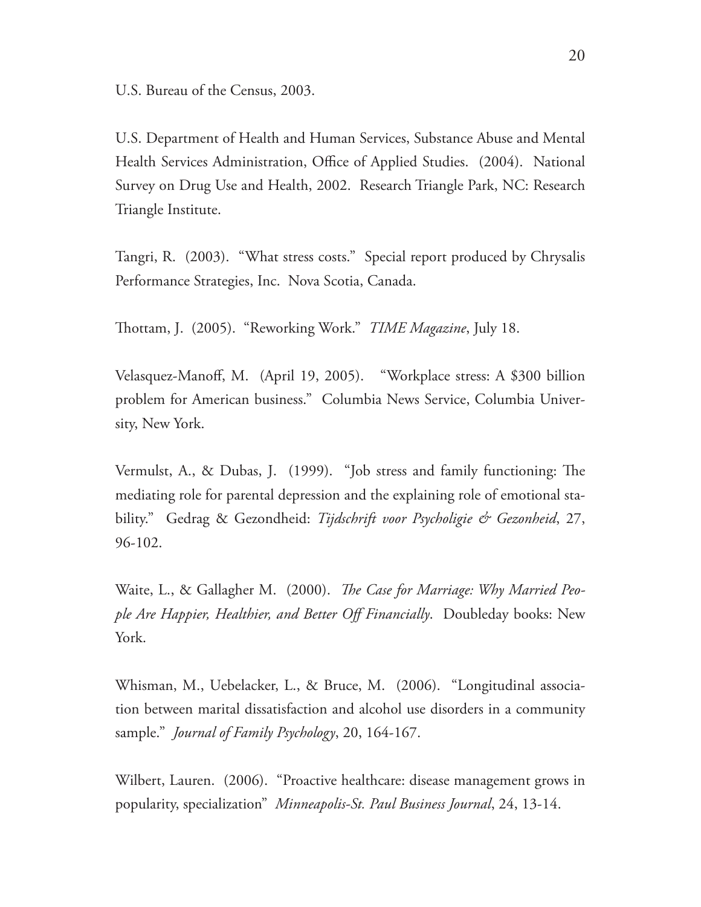U.S. Bureau of the Census, 2003.

U.S. Department of Health and Human Services, Substance Abuse and Mental Health Services Administration, Office of Applied Studies. (2004). National Survey on Drug Use and Health, 2002. Research Triangle Park, NC: Research Triangle Institute.

Tangri, R. (2003). "What stress costs." Special report produced by Chrysalis Performance Strategies, Inc. Nova Scotia, Canada.

Thottam, J. (2005). "Reworking Work." *TIME Magazine*, July 18.

Velasquez-Manoff, M. (April 19, 2005). "Workplace stress: A $300 billion problem for American business." Columbia News Service, Columbia University, New York.

Vermulst, A., & Dubas, J. (1999). "Job stress and family functioning: The mediating role for parental depression and the explaining role of emotional stability." Gedrag & Gezondheid: *Tijdschrift voor Psycholigie & Gezonheid*, 27, 96-102.

Waite, L., & Gallagher M. (2000). *The Case for Marriage: Why Married People Are Happier, Healthier, and Better Off Financially*. Doubleday books: New York.

Whisman, M., Uebelacker, L., & Bruce, M. (2006). "Longitudinal association between marital dissatisfaction and alcohol use disorders in a community sample." *Journal of Family Psychology*, 20, 164-167.

Wilbert, Lauren. (2006). "Proactive healthcare: disease management grows in popularity, specialization" *Minneapolis-St. Paul Business Journal*, 24, 13-14.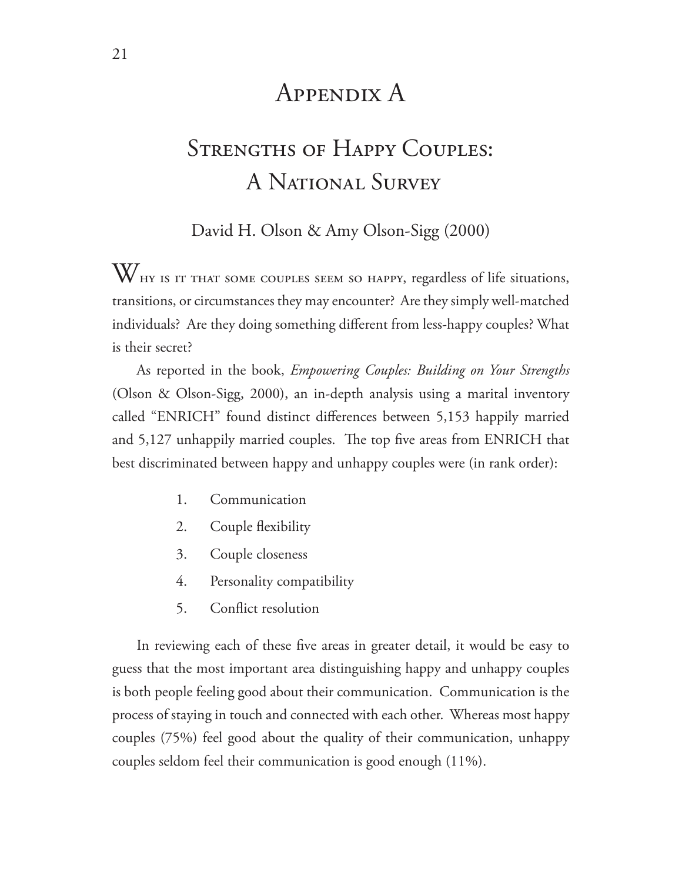# Appendix A

## Strengths of Happy Couples: A National Survey

David H. Olson & Amy Olson-Sigg (2000)

Why is it that some couples seem so happy, regardless of life situations, transitions, or circumstances they may encounter? Are they simply well-matched individuals? Are they doing something different from less-happy couples? What is their secret?

As reported in the book, *Empowering Couples: Building on Your Strengths* (Olson & Olson-Sigg, 2000), an in-depth analysis using a marital inventory called "ENRICH" found distinct differences between 5,153 happily married and 5,127 unhappily married couples. The top five areas from ENRICH that best discriminated between happy and unhappy couples were (in rank order):

1. Communication
2. Couple flexibility
3. Couple closeness
4. Personality compatibility
5. Conflict resolution

In reviewing each of these five areas in greater detail, it would be easy to guess that the most important area distinguishing happy and unhappy couples is both people feeling good about their communication. Communication is the process of staying in touch and connected with each other. Whereas most happy couples (75%) feel good about the quality of their communication, unhappy couples seldom feel their communication is good enough (11%).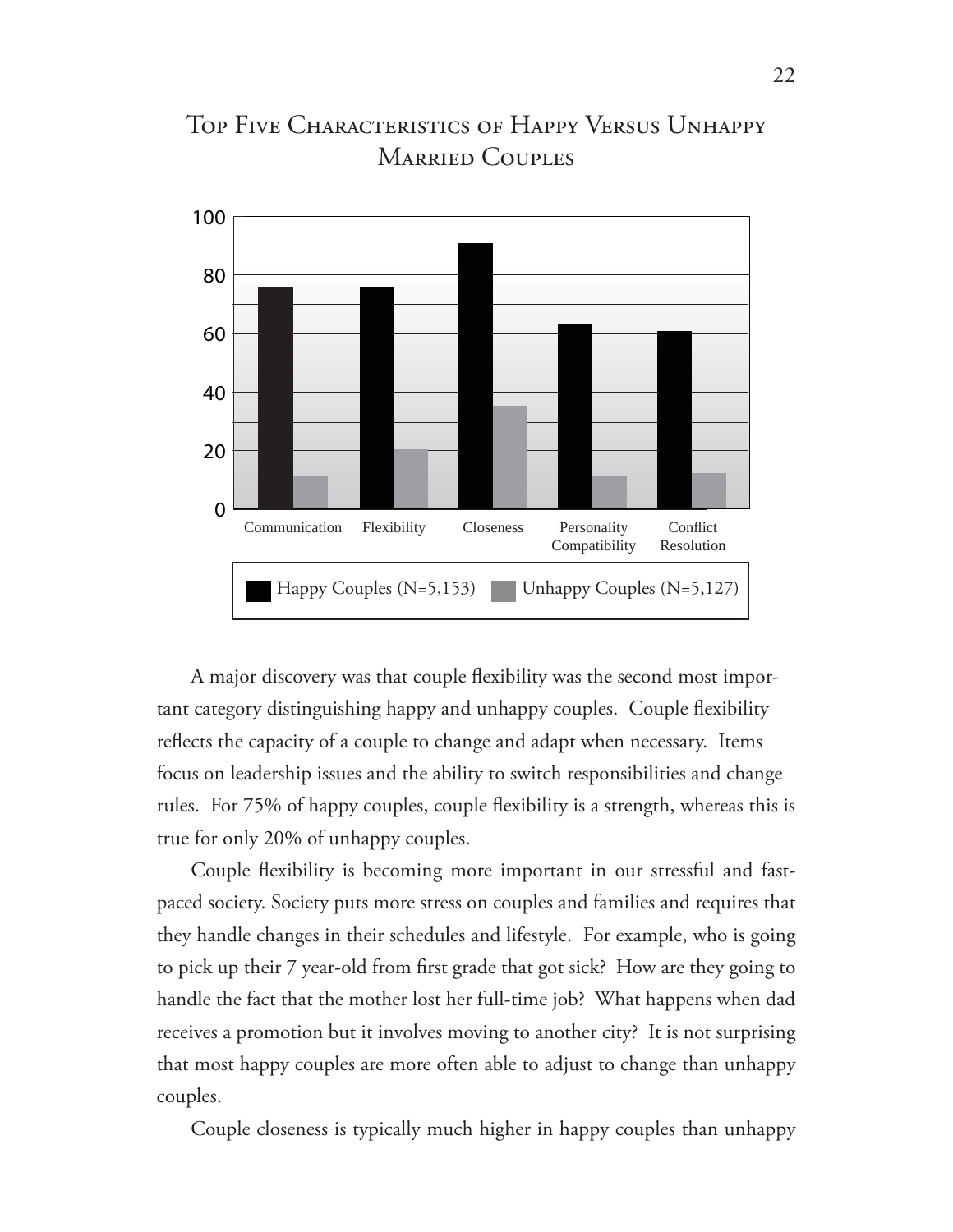## Top Five Characteristics of Happy Versus Unhappy Married Couples

A major discovery was that couple flexibility was the second most important category distinguishing happy and unhappy couples. Couple flexibility reflects the capacity of a couple to change and adapt when necessary. Items focus on leadership issues and the ability to switch responsibilities and change rules. For 75% of happy couples, couple flexibility is a strength, whereas this is true for only 20% of unhappy couples.

Couple flexibility is becoming more important in our stressful and fast-paced society. Society puts more stress on couples and families and requires that they handle changes in their schedules and lifestyle. For example, who is going to pick up their 7 year-old from first grade that got sick? How are they going to handle the fact that the mother lost her full-time job? What happens when dad receives a promotion but it involves moving to another city? It is not surprising that most happy couples are more often able to adjust to change than unhappy couples.

Couple closeness is typically much higher in happy couples than unhappy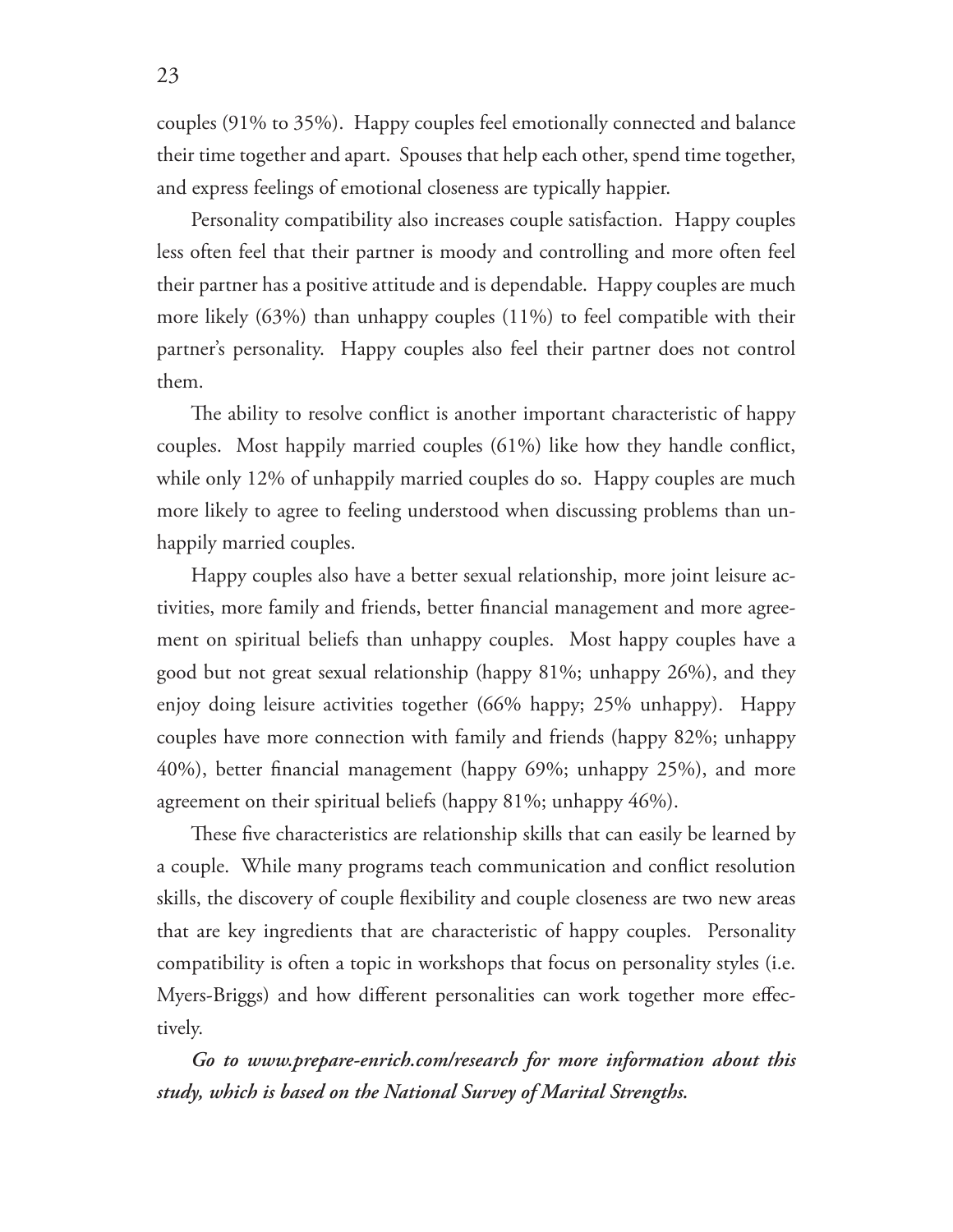couples (91% to 35%). Happy couples feel emotionally connected and balance their time together and apart. Spouses that help each other, spend time together, and express feelings of emotional closeness are typically happier.

Personality compatibility also increases couple satisfaction. Happy couples less often feel that their partner is moody and controlling and more often feel their partner has a positive attitude and is dependable. Happy couples are much more likely (63%) than unhappy couples (11%) to feel compatible with their partner's personality. Happy couples also feel their partner does not control them.

The ability to resolve conflict is another important characteristic of happy couples. Most happily married couples (61%) like how they handle conflict, while only 12% of unhappily married couples do so. Happy couples are much more likely to agree to feeling understood when discussing problems than unhappily married couples.

Happy couples also have a better sexual relationship, more joint leisure activities, more family and friends, better financial management and more agreement on spiritual beliefs than unhappy couples. Most happy couples have a good but not great sexual relationship (happy 81%; unhappy 26%), and they enjoy doing leisure activities together (66% happy; 25% unhappy). Happy couples have more connection with family and friends (happy 82%; unhappy 40%), better financial management (happy 69%; unhappy 25%), and more agreement on their spiritual beliefs (happy 81%; unhappy 46%).

These five characteristics are relationship skills that can easily be learned by a couple. While many programs teach communication and conflict resolution skills, the discovery of couple flexibility and couple closeness are two new areas that are key ingredients that are characteristic of happy couples. Personality compatibility is often a topic in workshops that focus on personality styles (i.e. Myers-Briggs) and how different personalities can work together more effectively.

***Go to www.prepare-enrich.com/research for more information about this study, which is based on the National Survey of Marital Strengths.***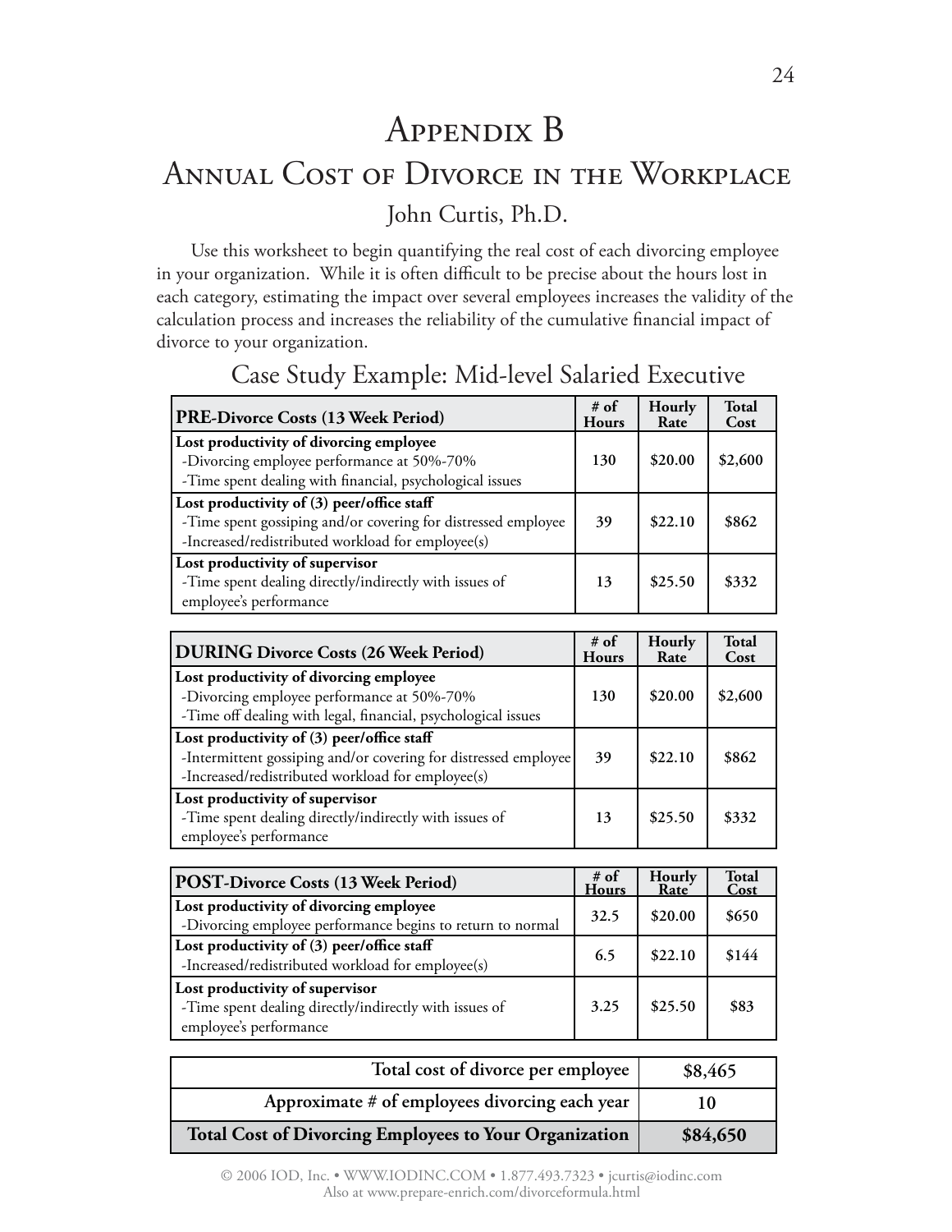# Appendix B

## Annual Cost of Divorce in the Workplace

John Curtis, Ph.D.

Use this worksheet to begin quantifying the real cost of each divorcing employee in your organization. While it is often difficult to be precise about the hours lost in each category, estimating the impact over several employees increases the validity of the calculation process and increases the reliability of the cumulative financial impact of divorce to your organization.

### Case Study Example: Mid-level Salaried Executive

| **PRE-Divorce Costs (13 Week Period)** | **# of Hours** | **Hourly Rate** | **Total Cost** |
|---|---|---|---|
| **Lost productivity of divorcing employee**<br>-Divorcing employee performance at 50%-70%<br>-Time spent dealing with financial, psychological issues | **130** | **$20.00** | **$2,600** |
| **Lost productivity of (3) peer/office staff**<br>-Time spent gossiping and/or covering for distressed employee<br>-Increased/redistributed workload for employee(s) | **39** | **$22.10** | **$862** |
| **Lost productivity of supervisor**<br>-Time spent dealing directly/indirectly with issues of employee's performance | **13** | **$25.50** | **$332** |

| **DURING Divorce Costs (26 Week Period)** | **# of Hours** | **Hourly Rate** | **Total Cost** |
|---|---|---|---|
| **Lost productivity of divorcing employee**<br>-Divorcing employee performance at 50%-70%<br>-Time off dealing with legal, financial, psychological issues | **130** | **$20.00** | **$2,600** |
| **Lost productivity of (3) peer/office staff**<br>-Intermittent gossiping and/or covering for distressed employee<br>-Increased/redistributed workload for employee(s) | **39** | **$22.10** | **$862** |
| **Lost productivity of supervisor**<br>-Time spent dealing directly/indirectly with issues of employee's performance | **13** | **$25.50** | **$332** |

| **POST-Divorce Costs (13 Week Period)** | **# of Hours** | **Hourly Rate** | **Total Cost** |
|---|---|---|---|
| **Lost productivity of divorcing employee**<br>-Divorcing employee performance begins to return to normal | **32.5** | **$20.00** | **$650** |
| **Lost productivity of (3) peer/office staff**<br>-Increased/redistributed workload for employee(s) | **6.5** | **$22.10** | **$144** |
| **Lost productivity of supervisor**<br>-Time spent dealing directly/indirectly with issues of employee's performance | **3.25** | **$25.50** | **$83** |

| | |
|---|---|
| **Total cost of divorce per employee** | **$8,465** |
| **Approximate # of employees divorcing each year** | **10** |
| **Total Cost of Divorcing Employees to Your Organization** | **$84,650** |

© 2006 IOD, Inc. • WWW.IODINC.COM • 1.877.493.7323 • jcurtis@iodinc.com
Also at www.prepare-enrich.com/divorceformula.html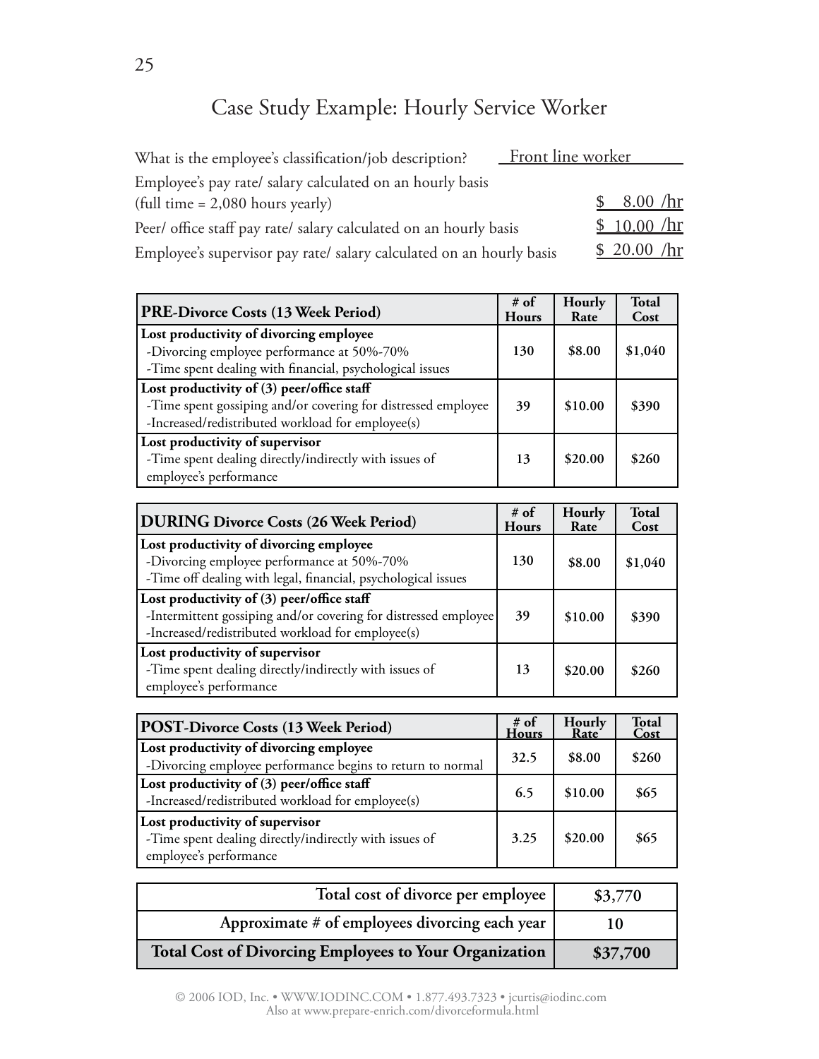# Case Study Example: Hourly Service Worker

What is the employee's classification/job description? Front line worker

Employee's pay rate/ salary calculated on an hourly basis (full time = 2,080 hours yearly) $ 8.00 /hr

Peer/ office staff pay rate/ salary calculated on an hourly basis $ 10.00 /hr

Employee's supervisor pay rate/ salary calculated on an hourly basis $ 20.00 /hr

| **PRE-Divorce Costs (13 Week Period)** | **# of Hours** | **Hourly Rate** | **Total Cost** |
|---|---|---|---|
| **Lost productivity of divorcing employee** <br> -Divorcing employee performance at 50%-70% <br> -Time spent dealing with financial, psychological issues | 130 | $8.00 | $1,040 |
| **Lost productivity of (3) peer/office staff** <br> -Time spent gossiping and/or covering for distressed employee <br> -Increased/redistributed workload for employee(s) | 39 | $10.00 | $390 |
| **Lost productivity of supervisor** <br> -Time spent dealing directly/indirectly with issues of employee's performance | 13 | $20.00 | $260 |

| **DURING Divorce Costs (26 Week Period)** | **# of Hours** | **Hourly Rate** | **Total Cost** |
|---|---|---|---|
| **Lost productivity of divorcing employee** <br> -Divorcing employee performance at 50%-70% <br> -Time off dealing with legal, financial, psychological issues | 130 | $8.00 | $1,040 |
| **Lost productivity of (3) peer/office staff** <br> -Intermittent gossiping and/or covering for distressed employee <br> -Increased/redistributed workload for employee(s) | 39 | $10.00 | $390 |
| **Lost productivity of supervisor** <br> -Time spent dealing directly/indirectly with issues of employee's performance | 13 | $20.00 | $260 |

| **POST-Divorce Costs (13 Week Period)** | **# of Hours** | **Hourly Rate** | **Total Cost** |
|---|---|---|---|
| **Lost productivity of divorcing employee** <br> -Divorcing employee performance begins to return to normal | 32.5 | $8.00 | $260 |
| **Lost productivity of (3) peer/office staff** <br> -Increased/redistributed workload for employee(s) | 6.5 | $10.00 | $65 |
| **Lost productivity of supervisor** <br> -Time spent dealing directly/indirectly with issues of employee's performance | 3.25 | $20.00 | $65 |

| | |
|---|---|
| **Total cost of divorce per employee** | **$3,770** |
| **Approximate # of employees divorcing each year** | **10** |
| **Total Cost of Divorcing Employees to Your Organization** | **$37,700** |

© 2006 IOD, Inc. • WWW.IODINC.COM • 1.877.493.7323 • jcurtis@iodinc.com
Also at www.prepare-enrich.com/divorceformula.html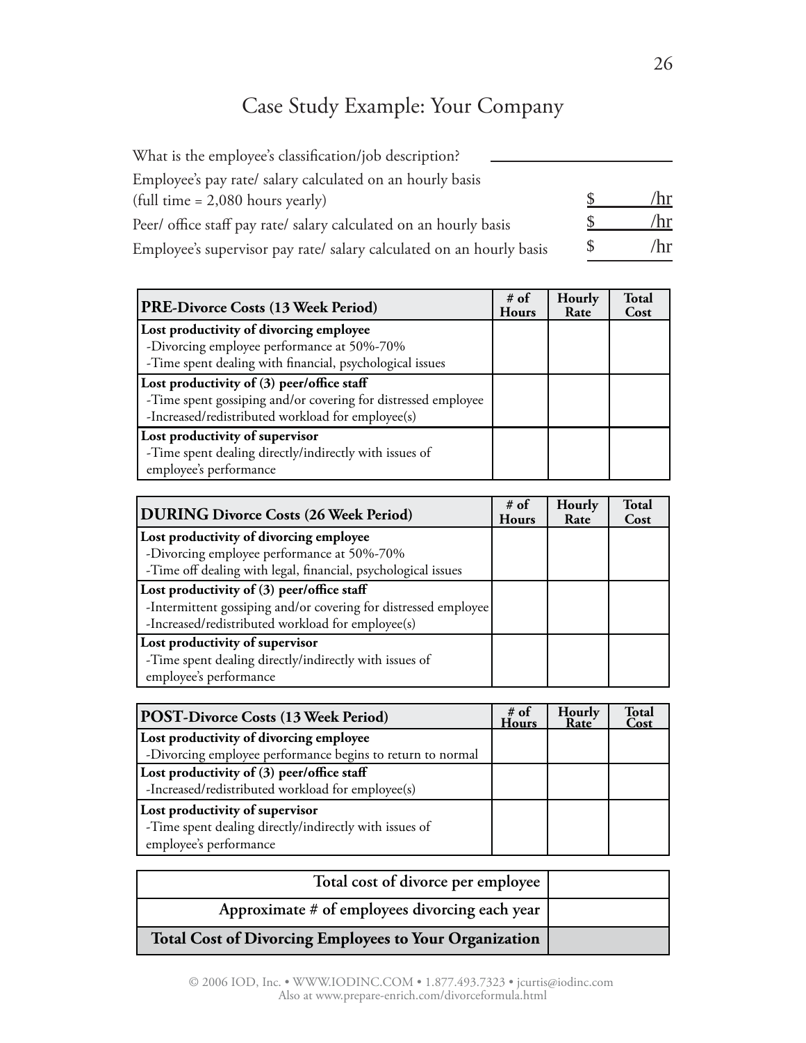# Case Study Example: Your Company

What is the employee's classification/job description? ____________

Employee's pay rate/ salary calculated on an hourly basis (full time = 2,080 hours yearly) $ /hr

Peer/ office staff pay rate/ salary calculated on an hourly basis $ /hr

Employee's supervisor pay rate/ salary calculated on an hourly basis $ /hr

| **PRE-Divorce Costs (13 Week Period)** | **# of Hours** | **Hourly Rate** | **Total Cost** |
|---|---|---|---|
| **Lost productivity of divorcing employee**<br>-Divorcing employee performance at 50%-70%<br>-Time spent dealing with financial, psychological issues | | | |
| **Lost productivity of (3) peer/office staff**<br>-Time spent gossiping and/or covering for distressed employee<br>-Increased/redistributed workload for employee(s) | | | |
| **Lost productivity of supervisor**<br>-Time spent dealing directly/indirectly with issues of employee's performance | | | |

| **DURING Divorce Costs (26 Week Period)** | **# of Hours** | **Hourly Rate** | **Total Cost** |
|---|---|---|---|
| **Lost productivity of divorcing employee**<br>-Divorcing employee performance at 50%-70%<br>-Time off dealing with legal, financial, psychological issues | | | |
| **Lost productivity of (3) peer/office staff**<br>-Intermittent gossiping and/or covering for distressed employee<br>-Increased/redistributed workload for employee(s) | | | |
| **Lost productivity of supervisor**<br>-Time spent dealing directly/indirectly with issues of employee's performance | | | |

| **POST-Divorce Costs (13 Week Period)** | **# of Hours** | **Hourly Rate** | **Total Cost** |
|---|---|---|---|
| **Lost productivity of divorcing employee**<br>-Divorcing employee performance begins to return to normal | | | |
| **Lost productivity of (3) peer/office staff**<br>-Increased/redistributed workload for employee(s) | | | |
| **Lost productivity of supervisor**<br>-Time spent dealing directly/indirectly with issues of employee's performance | | | |

| | |
|---|---|
| **Total cost of divorce per employee** | |
| **Approximate # of employees divorcing each year** | |
| **Total Cost of Divorcing Employees to Your Organization** | |

© 2006 IOD, Inc. • WWW.IODINC.COM • 1.877.493.7323 • jcurtis@iodinc.com
Also at www.prepare-enrich.com/divorceformula.html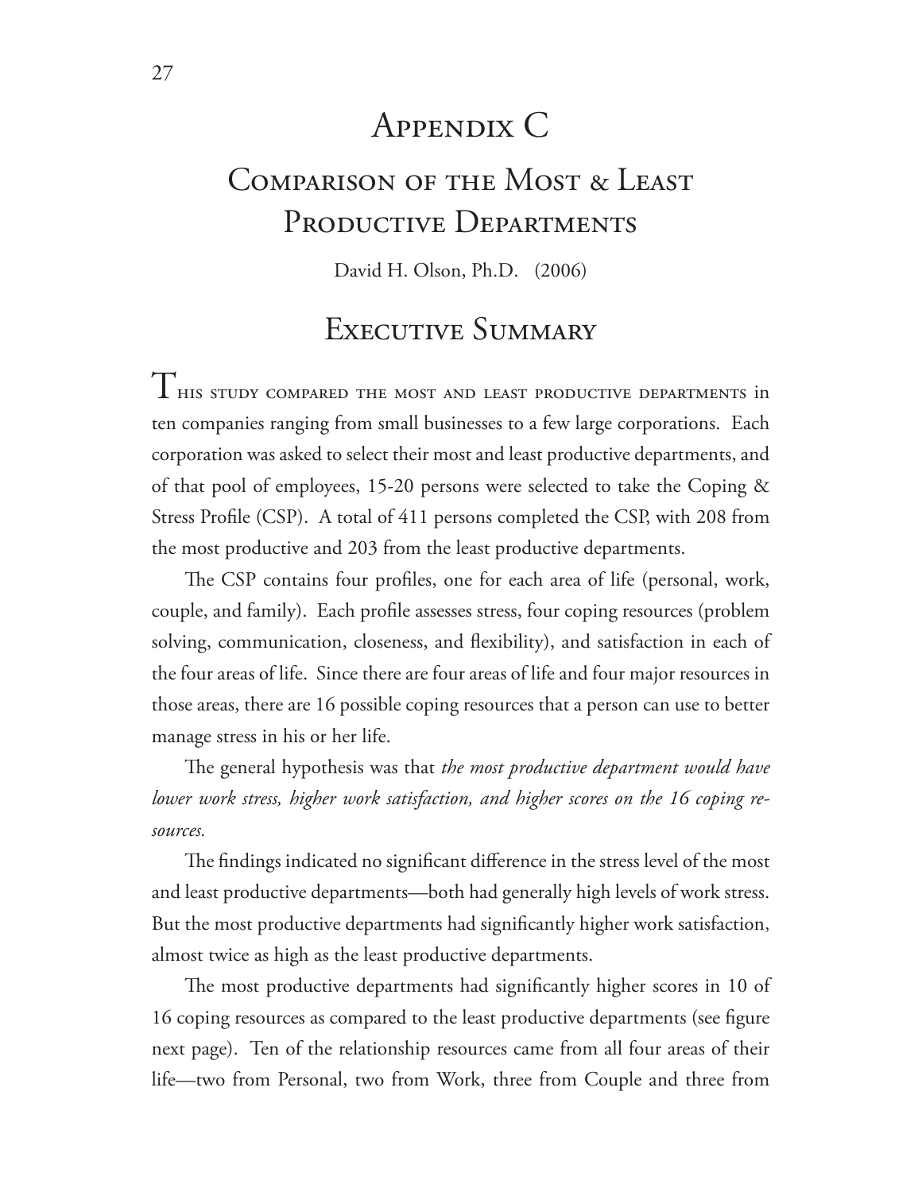# Appendix C

# Comparison of the Most & Least Productive Departments

David H. Olson, Ph.D. (2006)

## Executive Summary

This study compared the most and least productive departments in ten companies ranging from small businesses to a few large corporations. Each corporation was asked to select their most and least productive departments, and of that pool of employees, 15-20 persons were selected to take the Coping & Stress Profile (CSP). A total of 411 persons completed the CSP, with 208 from the most productive and 203 from the least productive departments.

The CSP contains four profiles, one for each area of life (personal, work, couple, and family). Each profile assesses stress, four coping resources (problem solving, communication, closeness, and flexibility), and satisfaction in each of the four areas of life. Since there are four areas of life and four major resources in those areas, there are 16 possible coping resources that a person can use to better manage stress in his or her life.

The general hypothesis was that *the most productive department would have lower work stress, higher work satisfaction, and higher scores on the 16 coping resources.*

The findings indicated no significant difference in the stress level of the most and least productive departments—both had generally high levels of work stress. But the most productive departments had significantly higher work satisfaction, almost twice as high as the least productive departments.

The most productive departments had significantly higher scores in 10 of 16 coping resources as compared to the least productive departments (see figure next page). Ten of the relationship resources came from all four areas of their life—two from Personal, two from Work, three from Couple and three from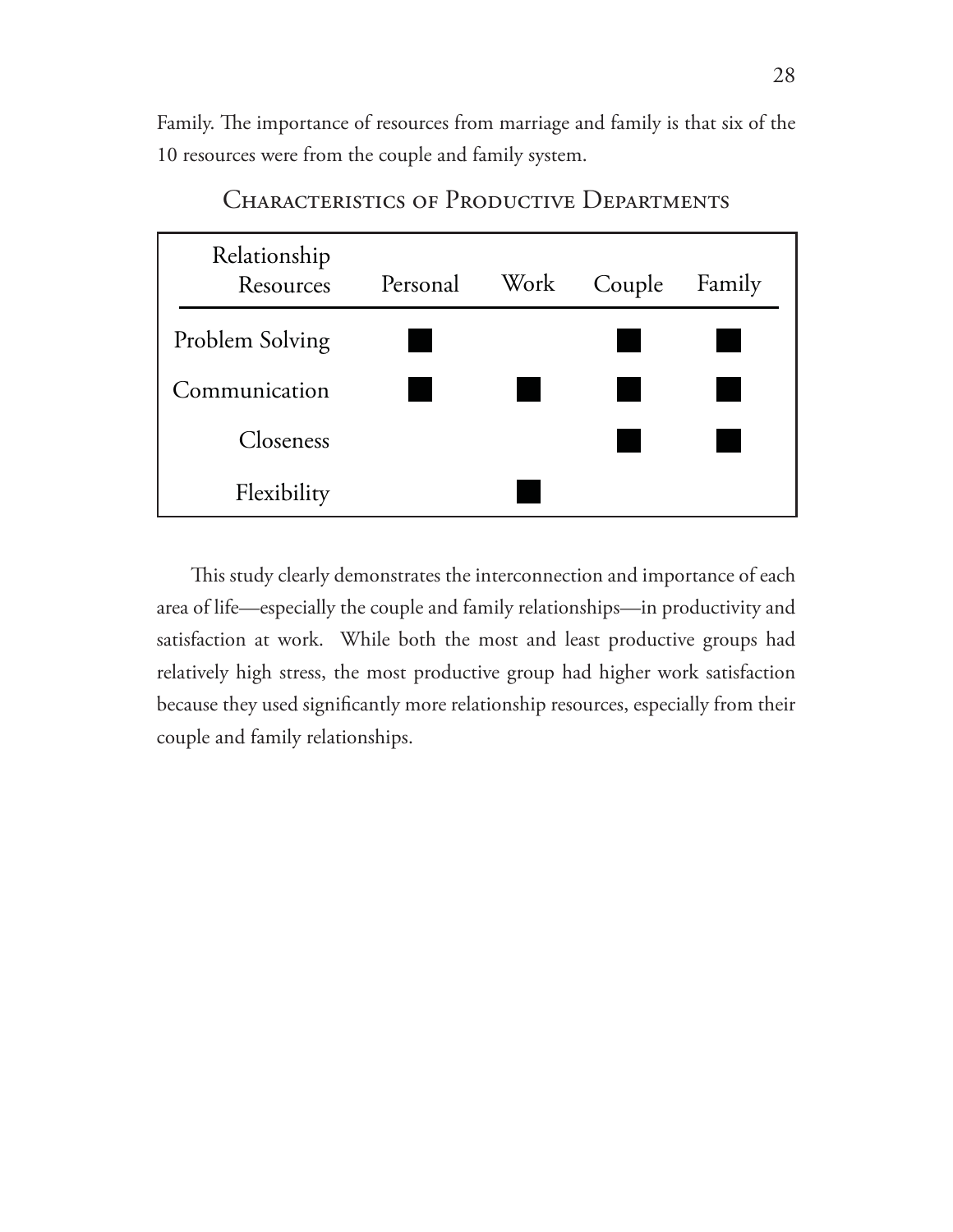Family. The importance of resources from marriage and family is that six of the 10 resources were from the couple and family system.

### Characteristics of Productive Departments

| Relationship Resources | Personal | Work | Couple | Family |
|---|---|---|---|---|
| Problem Solving | ■ | | ■ | ■ |
| Communication | ■ | ■ | ■ | ■ |
| Closeness | | | ■ | ■ |
| Flexibility | | ■ | | |

This study clearly demonstrates the interconnection and importance of each area of life—especially the couple and family relationships—in productivity and satisfaction at work. While both the most and least productive groups had relatively high stress, the most productive group had higher work satisfaction because they used significantly more relationship resources, especially from their couple and family relationships.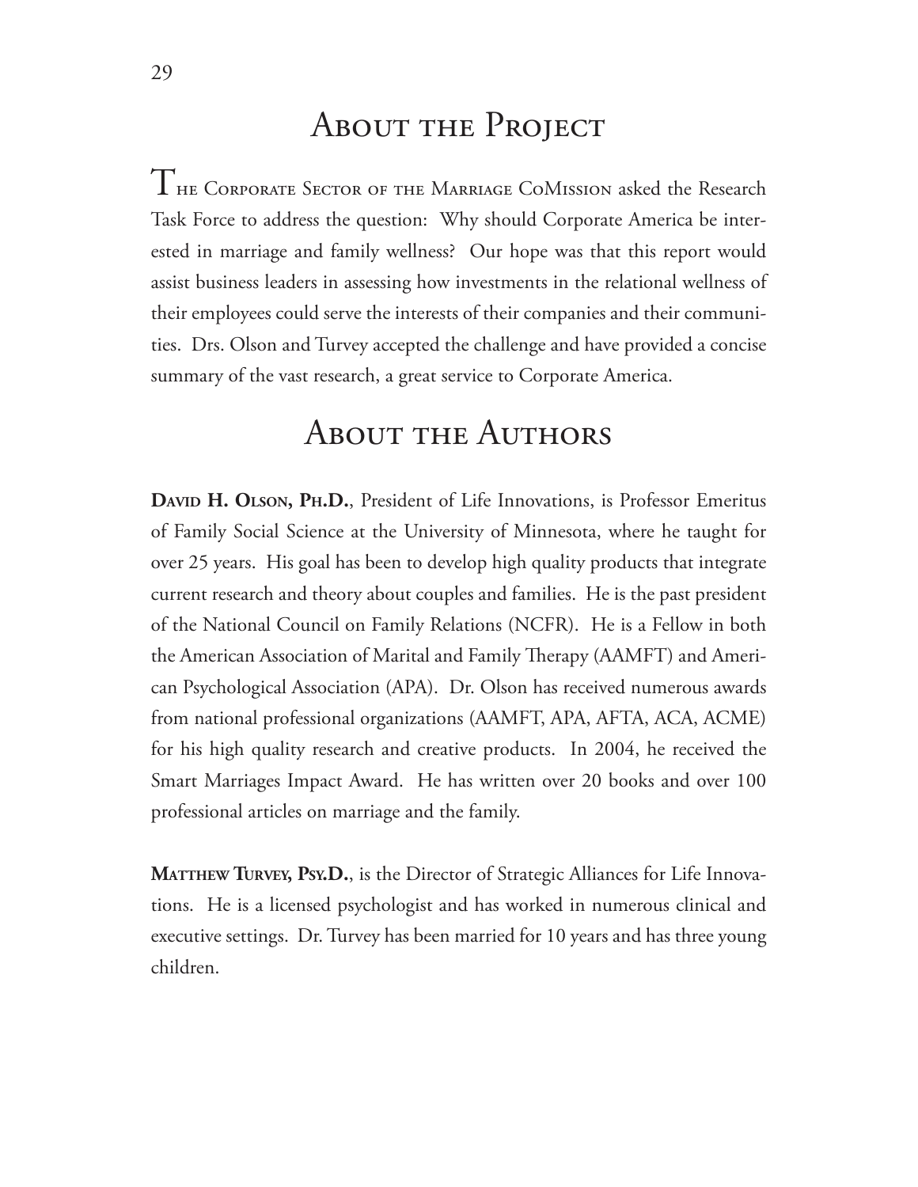## About the Project

The Corporate Sector of the Marriage CoMission asked the Research Task Force to address the question: Why should Corporate America be interested in marriage and family wellness? Our hope was that this report would assist business leaders in assessing how investments in the relational wellness of their employees could serve the interests of their companies and their communities. Drs. Olson and Turvey accepted the challenge and have provided a concise summary of the vast research, a great service to Corporate America.

## About the Authors

**David H. Olson, Ph.D.**, President of Life Innovations, is Professor Emeritus of Family Social Science at the University of Minnesota, where he taught for over 25 years. His goal has been to develop high quality products that integrate current research and theory about couples and families. He is the past president of the National Council on Family Relations (NCFR). He is a Fellow in both the American Association of Marital and Family Therapy (AAMFT) and American Psychological Association (APA). Dr. Olson has received numerous awards from national professional organizations (AAMFT, APA, AFTA, ACA, ACME) for his high quality research and creative products. In 2004, he received the Smart Marriages Impact Award. He has written over 20 books and over 100 professional articles on marriage and the family.

**Matthew Turvey, Psy.D.**, is the Director of Strategic Alliances for Life Innovations. He is a licensed psychologist and has worked in numerous clinical and executive settings. Dr. Turvey has been married for 10 years and has three young children.